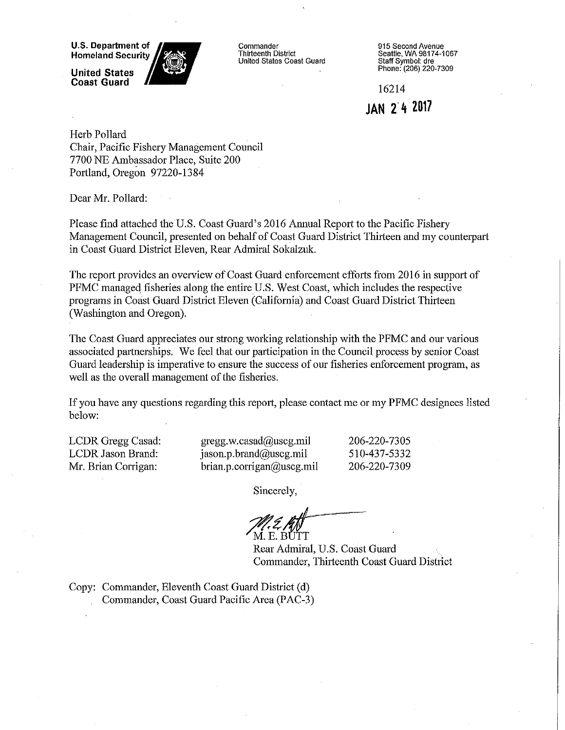**U.S. Department of Homeland Security**

**United States Coast Guard**

Commander
Thirteenth District
United States Coast Guard

915 Second Avenue
Seattle, WA 98174-1067
Staff Symbol: dre
Phone: (206) 220-7309

16214

**JAN 24 2017**

Herb Pollard
Chair, Pacific Fishery Management Council
7700 NE Ambassador Place, Suite 200
Portland, Oregon 97220-1384

Dear Mr. Pollard:

Please find attached the U.S. Coast Guard's 2016 Annual Report to the Pacific Fishery Management Council, presented on behalf of Coast Guard District Thirteen and my counterpart in Coast Guard District Eleven, Rear Admiral Sokalzuk.

The report provides an overview of Coast Guard enforcement efforts from 2016 in support of PFMC managed fisheries along the entire U.S. West Coast, which includes the respective programs in Coast Guard District Eleven (California) and Coast Guard District Thirteen (Washington and Oregon).

The Coast Guard appreciates our strong working relationship with the PFMC and our various associated partnerships. We feel that our participation in the Council process by senior Coast Guard leadership is imperative to ensure the success of our fisheries enforcement program, as well as the overall management of the fisheries.

If you have any questions regarding this report, please contact me or my PFMC designees listed below:

| | | |
|---|---|---|
| LCDR Gregg Casad: | gregg.w.casad@uscg.mil | 206-220-7305 |
| LCDR Jason Brand: | jason.p.brand@uscg.mil | 510-437-5332 |
| Mr. Brian Corrigan: | brian.p.corrigan@uscg.mil | 206-220-7309 |

Sincerely,

M. E. BUTT
Rear Admiral, U.S. Coast Guard
Commander, Thirteenth Coast Guard District

Copy: Commander, Eleventh Coast Guard District (d)
Commander, Coast Guard Pacific Area (PAC-3)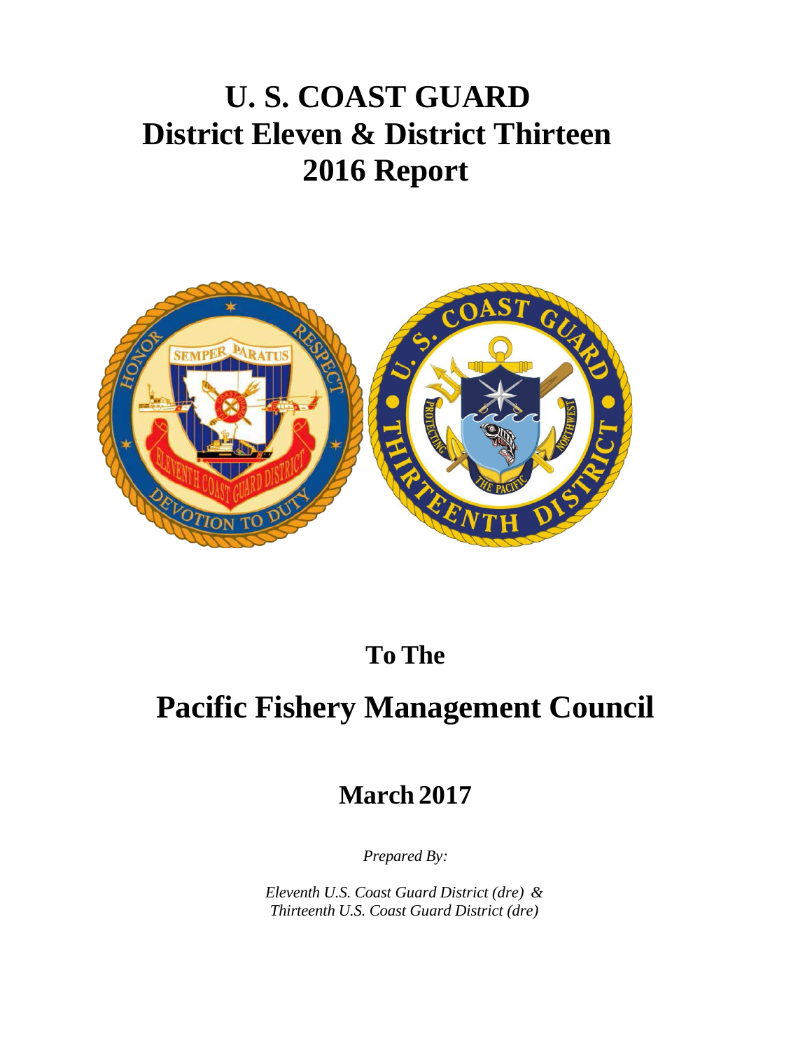# U. S. COAST GUARD
# District Eleven & District Thirteen
# 2016 Report

## To The

# Pacific Fishery Management Council

## March 2017

*Prepared By:*

*Eleventh U.S. Coast Guard District (dre) &*
*Thirteenth U.S. Coast Guard District (dre)*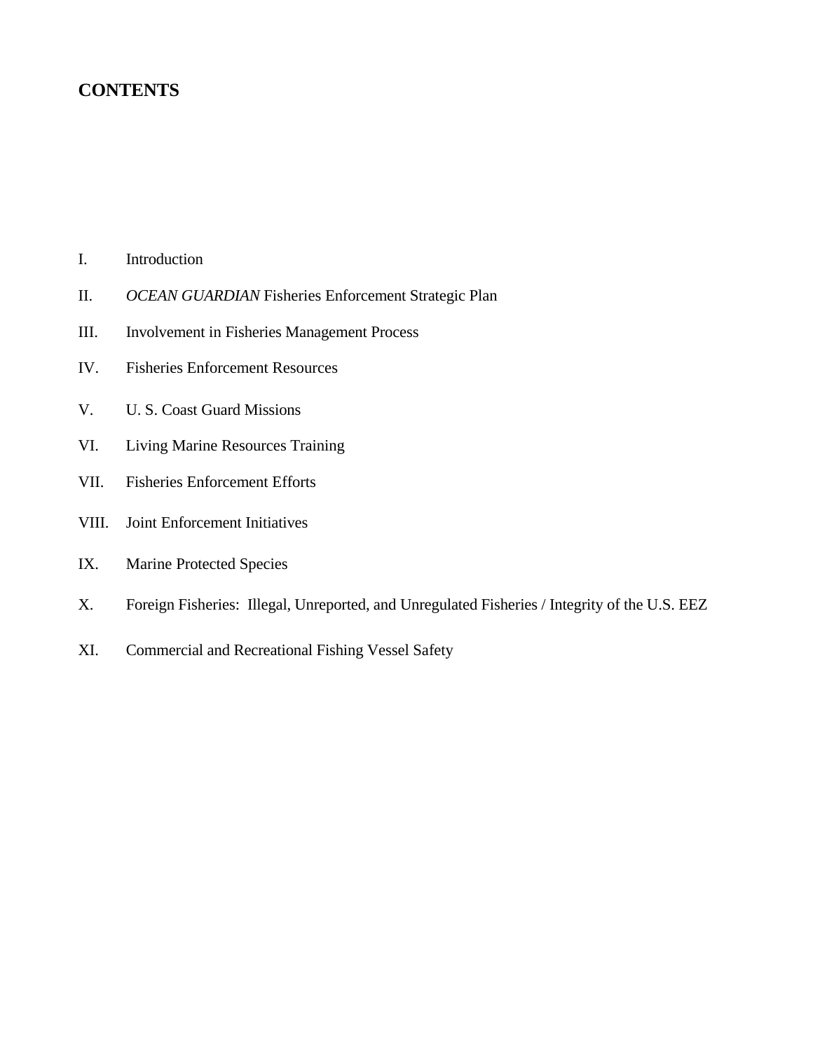# CONTENTS

I. Introduction

II. *OCEAN GUARDIAN* Fisheries Enforcement Strategic Plan

III. Involvement in Fisheries Management Process

IV. Fisheries Enforcement Resources

V. U. S. Coast Guard Missions

VI. Living Marine Resources Training

VII. Fisheries Enforcement Efforts

VIII. Joint Enforcement Initiatives

IX. Marine Protected Species

X. Foreign Fisheries: Illegal, Unreported, and Unregulated Fisheries / Integrity of the U.S. EEZ

XI. Commercial and Recreational Fishing Vessel Safety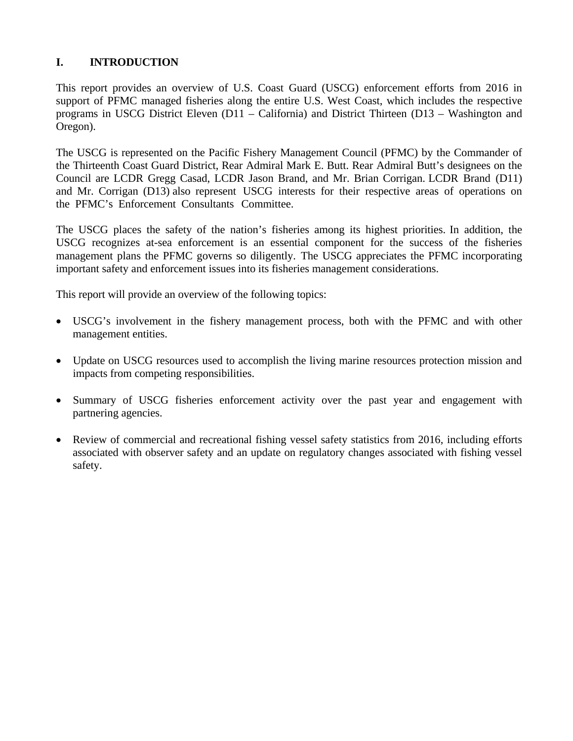# I. INTRODUCTION

This report provides an overview of U.S. Coast Guard (USCG) enforcement efforts from 2016 in support of PFMC managed fisheries along the entire U.S. West Coast, which includes the respective programs in USCG District Eleven (D11 – California) and District Thirteen (D13 – Washington and Oregon).

The USCG is represented on the Pacific Fishery Management Council (PFMC) by the Commander of the Thirteenth Coast Guard District, Rear Admiral Mark E. Butt. Rear Admiral Butt's designees on the Council are LCDR Gregg Casad, LCDR Jason Brand, and Mr. Brian Corrigan. LCDR Brand (D11) and Mr. Corrigan (D13) also represent USCG interests for their respective areas of operations on the PFMC's Enforcement Consultants Committee.

The USCG places the safety of the nation's fisheries among its highest priorities. In addition, the USCG recognizes at-sea enforcement is an essential component for the success of the fisheries management plans the PFMC governs so diligently. The USCG appreciates the PFMC incorporating important safety and enforcement issues into its fisheries management considerations.

This report will provide an overview of the following topics:

- USCG's involvement in the fishery management process, both with the PFMC and with other management entities.
- Update on USCG resources used to accomplish the living marine resources protection mission and impacts from competing responsibilities.
- Summary of USCG fisheries enforcement activity over the past year and engagement with partnering agencies.
- Review of commercial and recreational fishing vessel safety statistics from 2016, including efforts associated with observer safety and an update on regulatory changes associated with fishing vessel safety.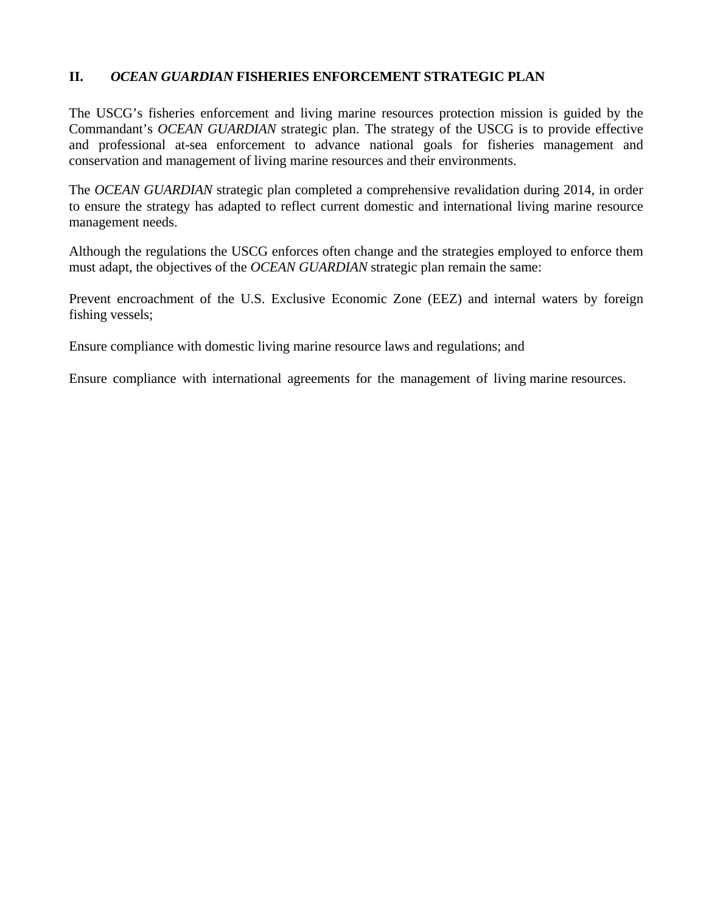## II. *OCEAN GUARDIAN* FISHERIES ENFORCEMENT STRATEGIC PLAN

The USCG's fisheries enforcement and living marine resources protection mission is guided by the Commandant's *OCEAN GUARDIAN* strategic plan. The strategy of the USCG is to provide effective and professional at-sea enforcement to advance national goals for fisheries management and conservation and management of living marine resources and their environments.

The *OCEAN GUARDIAN* strategic plan completed a comprehensive revalidation during 2014, in order to ensure the strategy has adapted to reflect current domestic and international living marine resource management needs.

Although the regulations the USCG enforces often change and the strategies employed to enforce them must adapt, the objectives of the *OCEAN GUARDIAN* strategic plan remain the same:

Prevent encroachment of the U.S. Exclusive Economic Zone (EEZ) and internal waters by foreign fishing vessels;

Ensure compliance with domestic living marine resource laws and regulations; and

Ensure compliance with international agreements for the management of living marine resources.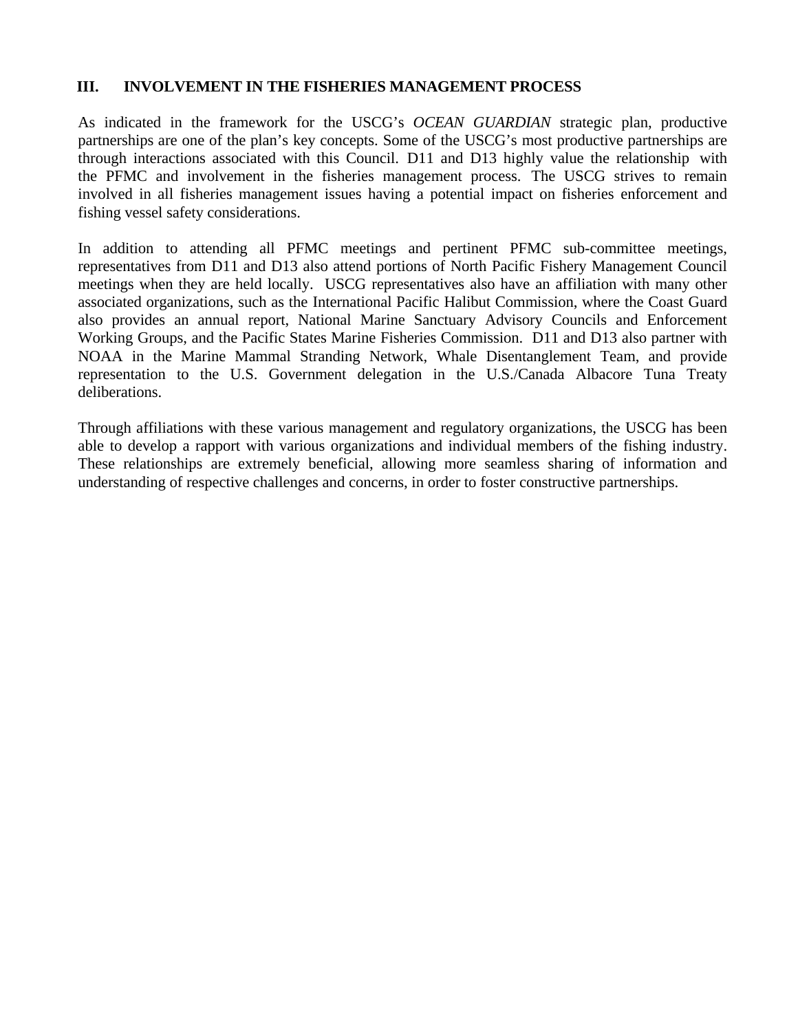## III. INVOLVEMENT IN THE FISHERIES MANAGEMENT PROCESS

As indicated in the framework for the USCG's *OCEAN GUARDIAN* strategic plan, productive partnerships are one of the plan's key concepts. Some of the USCG's most productive partnerships are through interactions associated with this Council. D11 and D13 highly value the relationship with the PFMC and involvement in the fisheries management process. The USCG strives to remain involved in all fisheries management issues having a potential impact on fisheries enforcement and fishing vessel safety considerations.

In addition to attending all PFMC meetings and pertinent PFMC sub-committee meetings, representatives from D11 and D13 also attend portions of North Pacific Fishery Management Council meetings when they are held locally. USCG representatives also have an affiliation with many other associated organizations, such as the International Pacific Halibut Commission, where the Coast Guard also provides an annual report, National Marine Sanctuary Advisory Councils and Enforcement Working Groups, and the Pacific States Marine Fisheries Commission. D11 and D13 also partner with NOAA in the Marine Mammal Stranding Network, Whale Disentanglement Team, and provide representation to the U.S. Government delegation in the U.S./Canada Albacore Tuna Treaty deliberations.

Through affiliations with these various management and regulatory organizations, the USCG has been able to develop a rapport with various organizations and individual members of the fishing industry. These relationships are extremely beneficial, allowing more seamless sharing of information and understanding of respective challenges and concerns, in order to foster constructive partnerships.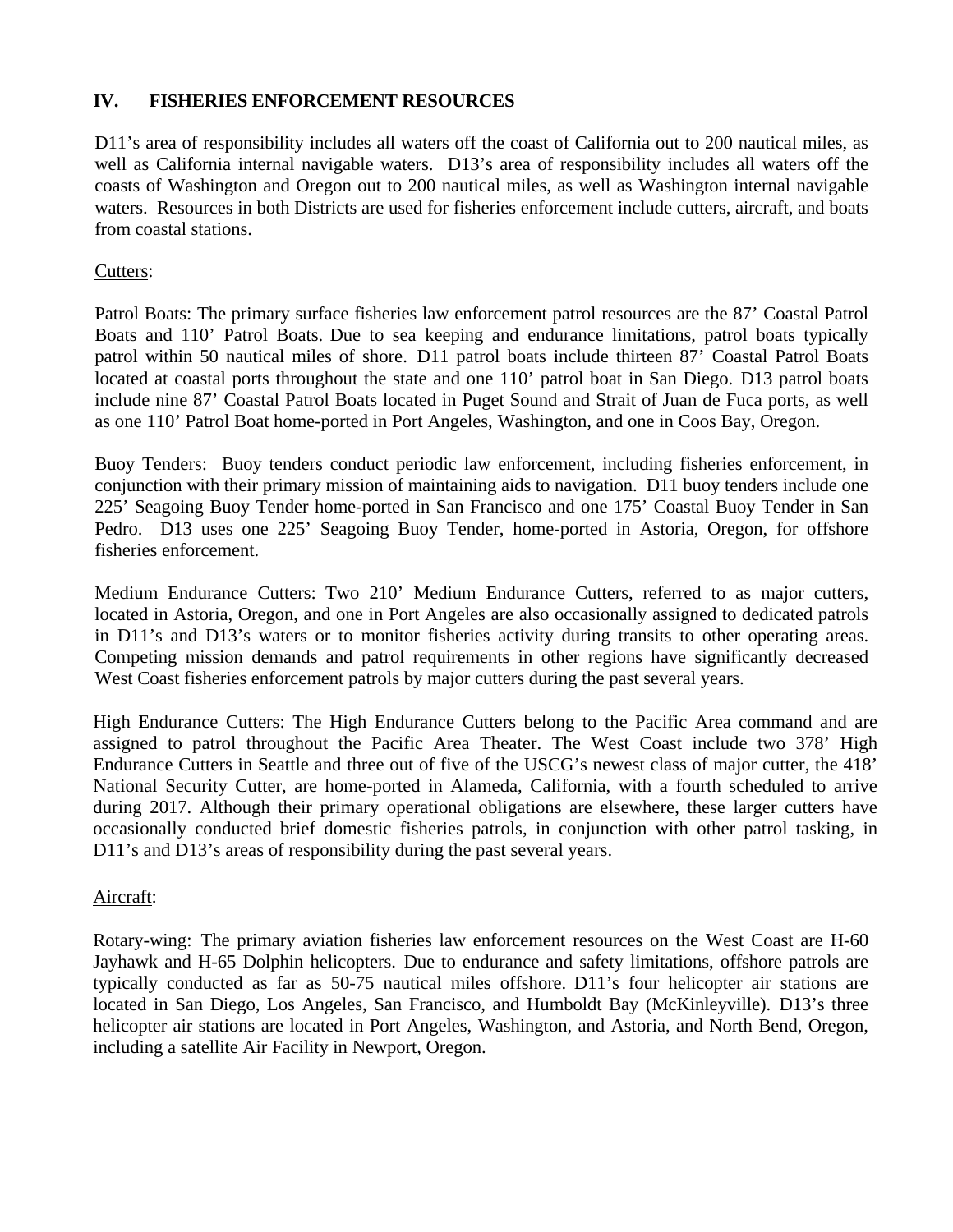## IV. FISHERIES ENFORCEMENT RESOURCES

D11's area of responsibility includes all waters off the coast of California out to 200 nautical miles, as well as California internal navigable waters. D13's area of responsibility includes all waters off the coasts of Washington and Oregon out to 200 nautical miles, as well as Washington internal navigable waters. Resources in both Districts are used for fisheries enforcement include cutters, aircraft, and boats from coastal stations.

Cutters:

Patrol Boats: The primary surface fisheries law enforcement patrol resources are the 87' Coastal Patrol Boats and 110' Patrol Boats. Due to sea keeping and endurance limitations, patrol boats typically patrol within 50 nautical miles of shore. D11 patrol boats include thirteen 87' Coastal Patrol Boats located at coastal ports throughout the state and one 110' patrol boat in San Diego. D13 patrol boats include nine 87' Coastal Patrol Boats located in Puget Sound and Strait of Juan de Fuca ports, as well as one 110' Patrol Boat home-ported in Port Angeles, Washington, and one in Coos Bay, Oregon.

Buoy Tenders: Buoy tenders conduct periodic law enforcement, including fisheries enforcement, in conjunction with their primary mission of maintaining aids to navigation. D11 buoy tenders include one 225' Seagoing Buoy Tender home-ported in San Francisco and one 175' Coastal Buoy Tender in San Pedro. D13 uses one 225' Seagoing Buoy Tender, home-ported in Astoria, Oregon, for offshore fisheries enforcement.

Medium Endurance Cutters: Two 210' Medium Endurance Cutters, referred to as major cutters, located in Astoria, Oregon, and one in Port Angeles are also occasionally assigned to dedicated patrols in D11's and D13's waters or to monitor fisheries activity during transits to other operating areas. Competing mission demands and patrol requirements in other regions have significantly decreased West Coast fisheries enforcement patrols by major cutters during the past several years.

High Endurance Cutters: The High Endurance Cutters belong to the Pacific Area command and are assigned to patrol throughout the Pacific Area Theater. The West Coast include two 378' High Endurance Cutters in Seattle and three out of five of the USCG's newest class of major cutter, the 418' National Security Cutter, are home-ported in Alameda, California, with a fourth scheduled to arrive during 2017. Although their primary operational obligations are elsewhere, these larger cutters have occasionally conducted brief domestic fisheries patrols, in conjunction with other patrol tasking, in D11's and D13's areas of responsibility during the past several years.

Aircraft:

Rotary-wing: The primary aviation fisheries law enforcement resources on the West Coast are H-60 Jayhawk and H-65 Dolphin helicopters. Due to endurance and safety limitations, offshore patrols are typically conducted as far as 50-75 nautical miles offshore. D11's four helicopter air stations are located in San Diego, Los Angeles, San Francisco, and Humboldt Bay (McKinleyville). D13's three helicopter air stations are located in Port Angeles, Washington, and Astoria, and North Bend, Oregon, including a satellite Air Facility in Newport, Oregon.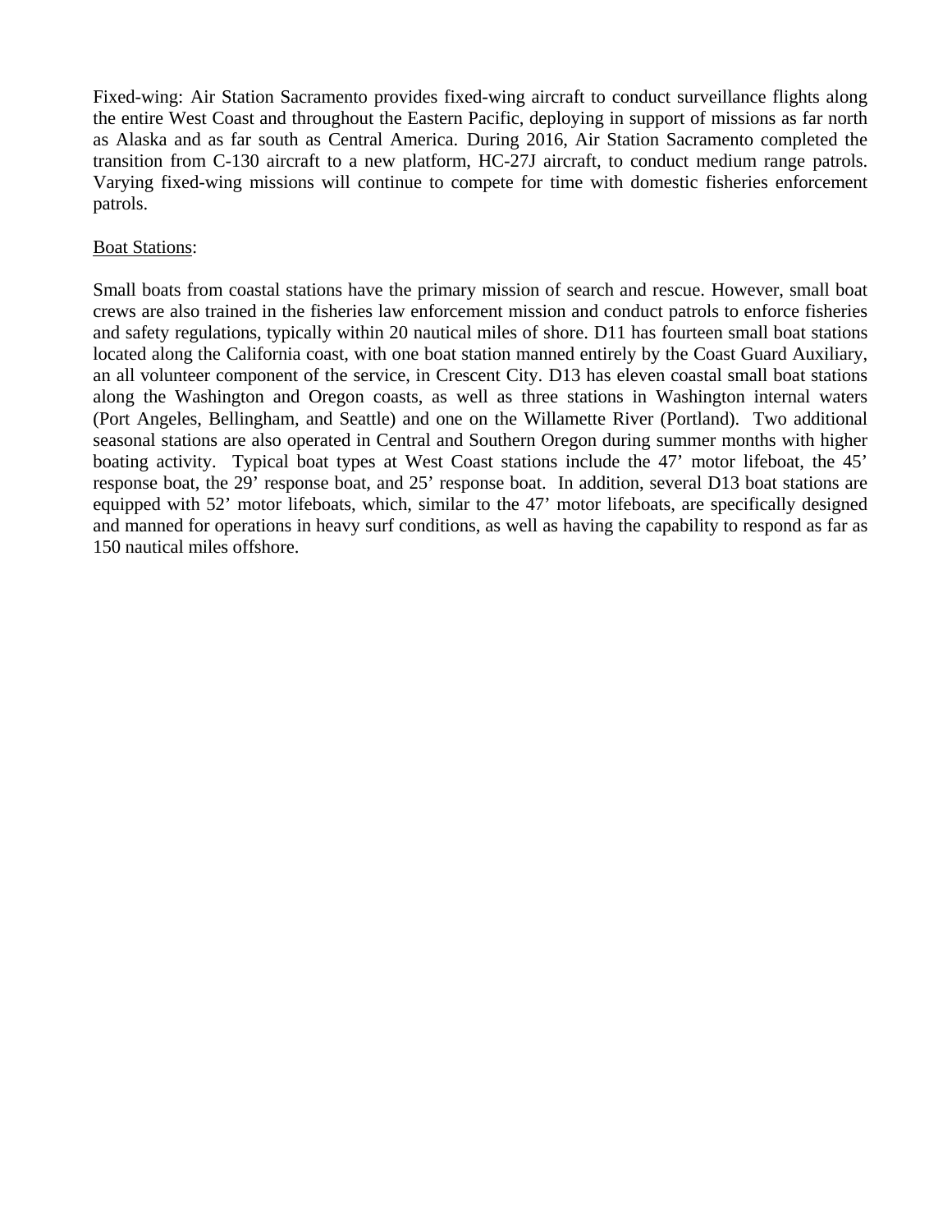Fixed-wing: Air Station Sacramento provides fixed-wing aircraft to conduct surveillance flights along the entire West Coast and throughout the Eastern Pacific, deploying in support of missions as far north as Alaska and as far south as Central America. During 2016, Air Station Sacramento completed the transition from C-130 aircraft to a new platform, HC-27J aircraft, to conduct medium range patrols. Varying fixed-wing missions will continue to compete for time with domestic fisheries enforcement patrols.

<u>Boat Stations</u>:

Small boats from coastal stations have the primary mission of search and rescue. However, small boat crews are also trained in the fisheries law enforcement mission and conduct patrols to enforce fisheries and safety regulations, typically within 20 nautical miles of shore. D11 has fourteen small boat stations located along the California coast, with one boat station manned entirely by the Coast Guard Auxiliary, an all volunteer component of the service, in Crescent City. D13 has eleven coastal small boat stations along the Washington and Oregon coasts, as well as three stations in Washington internal waters (Port Angeles, Bellingham, and Seattle) and one on the Willamette River (Portland). Two additional seasonal stations are also operated in Central and Southern Oregon during summer months with higher boating activity. Typical boat types at West Coast stations include the 47' motor lifeboat, the 45' response boat, the 29' response boat, and 25' response boat. In addition, several D13 boat stations are equipped with 52' motor lifeboats, which, similar to the 47' motor lifeboats, are specifically designed and manned for operations in heavy surf conditions, as well as having the capability to respond as far as 150 nautical miles offshore.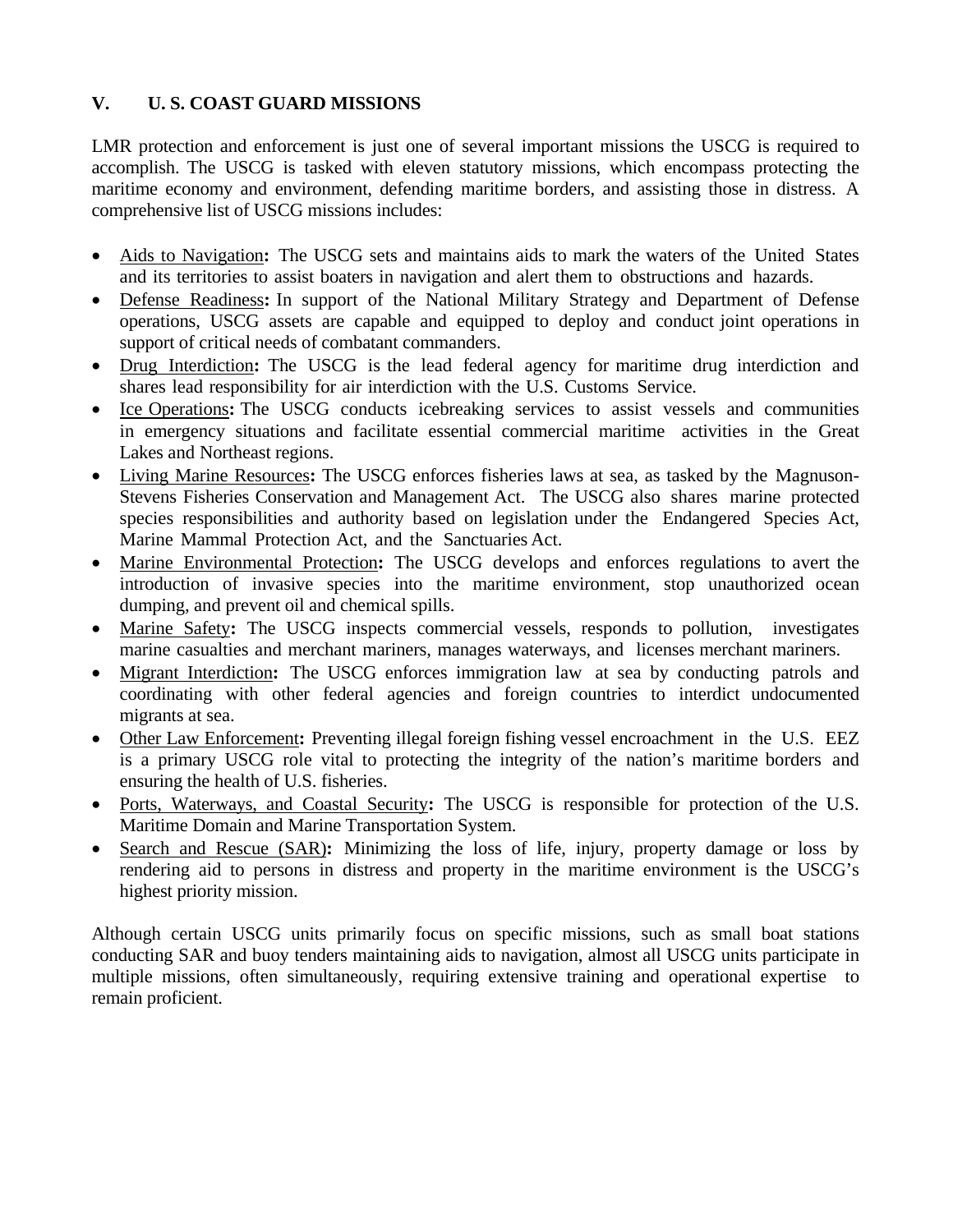## V. U. S. COAST GUARD MISSIONS

LMR protection and enforcement is just one of several important missions the USCG is required to accomplish. The USCG is tasked with eleven statutory missions, which encompass protecting the maritime economy and environment, defending maritime borders, and assisting those in distress. A comprehensive list of USCG missions includes:

- Aids to Navigation**:** The USCG sets and maintains aids to mark the waters of the United States and its territories to assist boaters in navigation and alert them to obstructions and hazards.
- Defense Readiness**:** In support of the National Military Strategy and Department of Defense operations, USCG assets are capable and equipped to deploy and conduct joint operations in support of critical needs of combatant commanders.
- Drug Interdiction**:** The USCG is the lead federal agency for maritime drug interdiction and shares lead responsibility for air interdiction with the U.S. Customs Service.
- Ice Operations**:** The USCG conducts icebreaking services to assist vessels and communities in emergency situations and facilitate essential commercial maritime activities in the Great Lakes and Northeast regions.
- Living Marine Resources**:** The USCG enforces fisheries laws at sea, as tasked by the Magnuson-Stevens Fisheries Conservation and Management Act. The USCG also shares marine protected species responsibilities and authority based on legislation under the Endangered Species Act, Marine Mammal Protection Act, and the Sanctuaries Act.
- Marine Environmental Protection**:** The USCG develops and enforces regulations to avert the introduction of invasive species into the maritime environment, stop unauthorized ocean dumping, and prevent oil and chemical spills.
- Marine Safety**:** The USCG inspects commercial vessels, responds to pollution, investigates marine casualties and merchant mariners, manages waterways, and licenses merchant mariners.
- Migrant Interdiction**:** The USCG enforces immigration law at sea by conducting patrols and coordinating with other federal agencies and foreign countries to interdict undocumented migrants at sea.
- Other Law Enforcement**:** Preventing illegal foreign fishing vessel encroachment in the U.S. EEZ is a primary USCG role vital to protecting the integrity of the nation's maritime borders and ensuring the health of U.S. fisheries.
- Ports, Waterways, and Coastal Security**:** The USCG is responsible for protection of the U.S. Maritime Domain and Marine Transportation System.
- Search and Rescue (SAR)**:** Minimizing the loss of life, injury, property damage or loss by rendering aid to persons in distress and property in the maritime environment is the USCG's highest priority mission.

Although certain USCG units primarily focus on specific missions, such as small boat stations conducting SAR and buoy tenders maintaining aids to navigation, almost all USCG units participate in multiple missions, often simultaneously, requiring extensive training and operational expertise to remain proficient.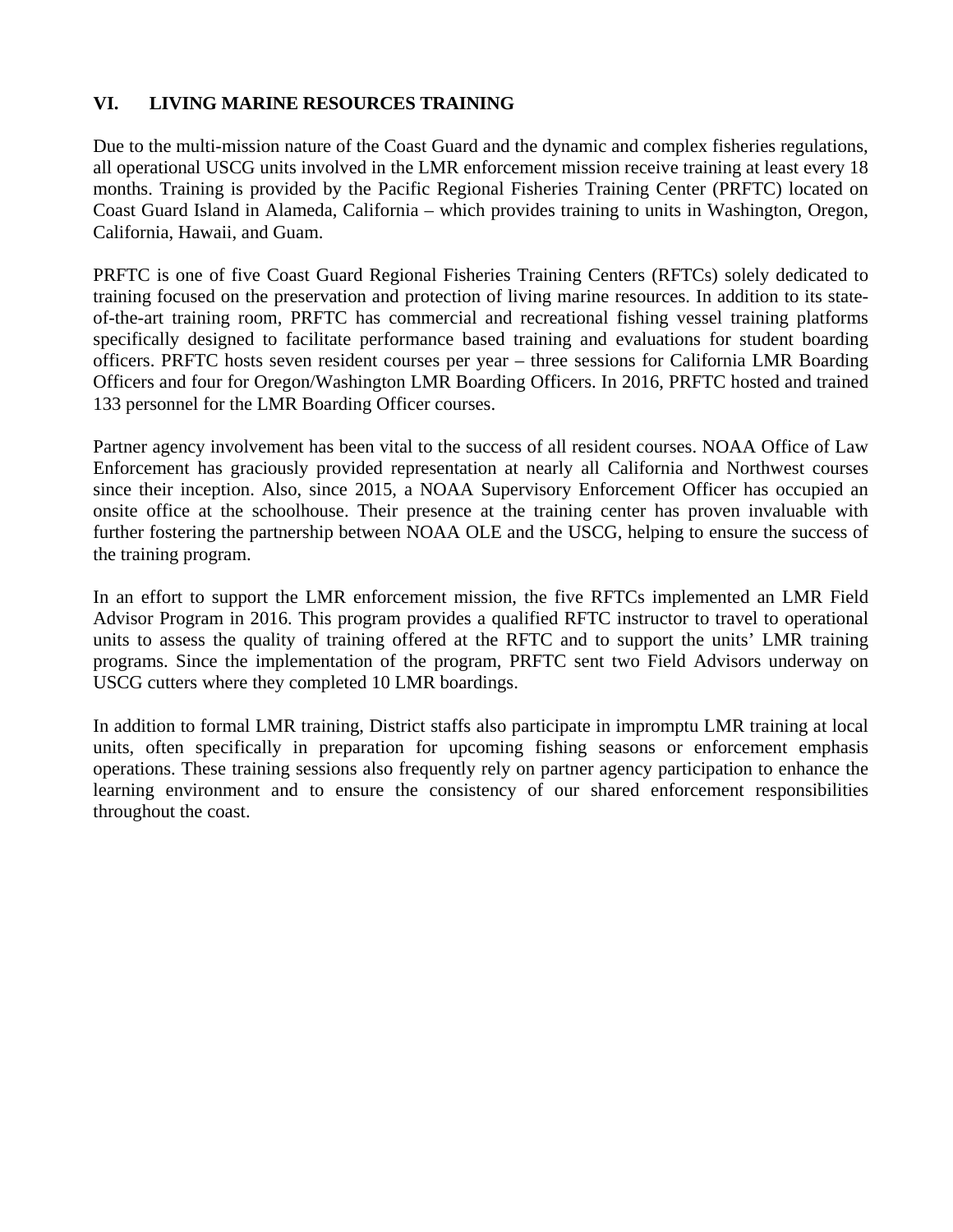## VI. LIVING MARINE RESOURCES TRAINING

Due to the multi-mission nature of the Coast Guard and the dynamic and complex fisheries regulations, all operational USCG units involved in the LMR enforcement mission receive training at least every 18 months. Training is provided by the Pacific Regional Fisheries Training Center (PRFTC) located on Coast Guard Island in Alameda, California – which provides training to units in Washington, Oregon, California, Hawaii, and Guam.

PRFTC is one of five Coast Guard Regional Fisheries Training Centers (RFTCs) solely dedicated to training focused on the preservation and protection of living marine resources. In addition to its state-of-the-art training room, PRFTC has commercial and recreational fishing vessel training platforms specifically designed to facilitate performance based training and evaluations for student boarding officers. PRFTC hosts seven resident courses per year – three sessions for California LMR Boarding Officers and four for Oregon/Washington LMR Boarding Officers. In 2016, PRFTC hosted and trained 133 personnel for the LMR Boarding Officer courses.

Partner agency involvement has been vital to the success of all resident courses. NOAA Office of Law Enforcement has graciously provided representation at nearly all California and Northwest courses since their inception. Also, since 2015, a NOAA Supervisory Enforcement Officer has occupied an onsite office at the schoolhouse. Their presence at the training center has proven invaluable with further fostering the partnership between NOAA OLE and the USCG, helping to ensure the success of the training program.

In an effort to support the LMR enforcement mission, the five RFTCs implemented an LMR Field Advisor Program in 2016. This program provides a qualified RFTC instructor to travel to operational units to assess the quality of training offered at the RFTC and to support the units' LMR training programs. Since the implementation of the program, PRFTC sent two Field Advisors underway on USCG cutters where they completed 10 LMR boardings.

In addition to formal LMR training, District staffs also participate in impromptu LMR training at local units, often specifically in preparation for upcoming fishing seasons or enforcement emphasis operations. These training sessions also frequently rely on partner agency participation to enhance the learning environment and to ensure the consistency of our shared enforcement responsibilities throughout the coast.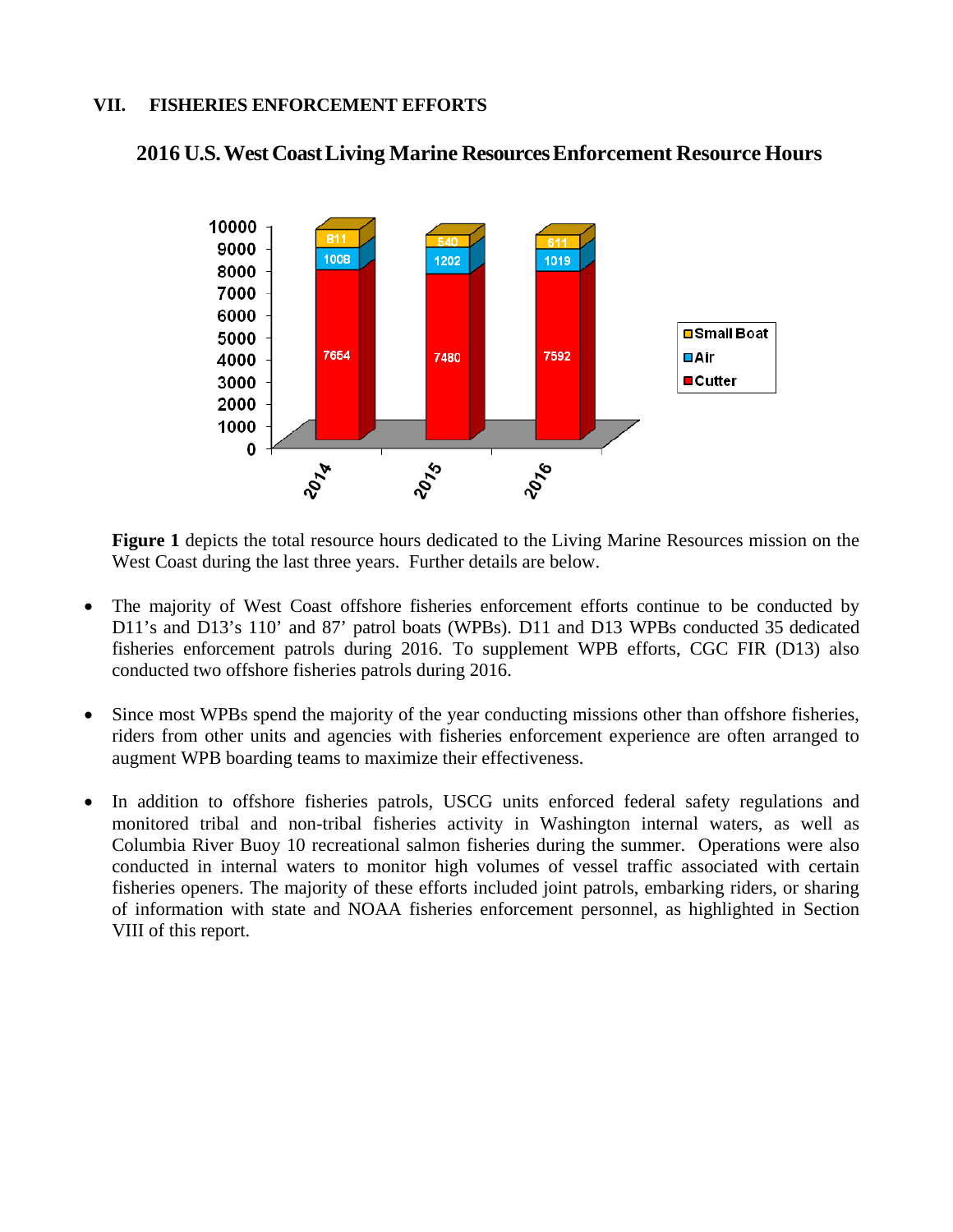## VII. FISHERIES ENFORCEMENT EFFORTS

### 2016 U.S. West Coast Living Marine Resources Enforcement Resource Hours

| Year | Cutter | Air | Small Boat |
|---|---|---|---|
| 2014 | 7654 | 1008 | 811 |
| 2015 | 7480 | 1202 | 540 |
| 2016 | 7592 | 1019 | 611 |

**Figure 1** depicts the total resource hours dedicated to the Living Marine Resources mission on the West Coast during the last three years. Further details are below.

- The majority of West Coast offshore fisheries enforcement efforts continue to be conducted by D11's and D13's 110' and 87' patrol boats (WPBs). D11 and D13 WPBs conducted 35 dedicated fisheries enforcement patrols during 2016. To supplement WPB efforts, CGC FIR (D13) also conducted two offshore fisheries patrols during 2016.

- Since most WPBs spend the majority of the year conducting missions other than offshore fisheries, riders from other units and agencies with fisheries enforcement experience are often arranged to augment WPB boarding teams to maximize their effectiveness.

- In addition to offshore fisheries patrols, USCG units enforced federal safety regulations and monitored tribal and non-tribal fisheries activity in Washington internal waters, as well as Columbia River Buoy 10 recreational salmon fisheries during the summer. Operations were also conducted in internal waters to monitor high volumes of vessel traffic associated with certain fisheries openers. The majority of these efforts included joint patrols, embarking riders, or sharing of information with state and NOAA fisheries enforcement personnel, as highlighted in Section VIII of this report.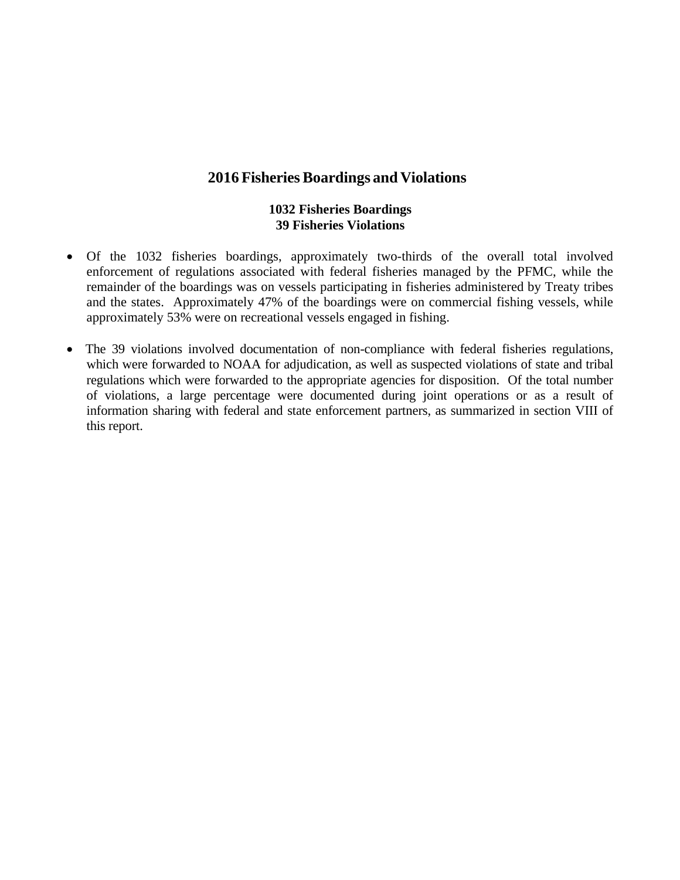## 2016 Fisheries Boardings and Violations

**1032 Fisheries Boardings**
**39 Fisheries Violations**

- Of the 1032 fisheries boardings, approximately two-thirds of the overall total involved enforcement of regulations associated with federal fisheries managed by the PFMC, while the remainder of the boardings was on vessels participating in fisheries administered by Treaty tribes and the states. Approximately 47% of the boardings were on commercial fishing vessels, while approximately 53% were on recreational vessels engaged in fishing.

- The 39 violations involved documentation of non-compliance with federal fisheries regulations, which were forwarded to NOAA for adjudication, as well as suspected violations of state and tribal regulations which were forwarded to the appropriate agencies for disposition. Of the total number of violations, a large percentage were documented during joint operations or as a result of information sharing with federal and state enforcement partners, as summarized in section VIII of this report.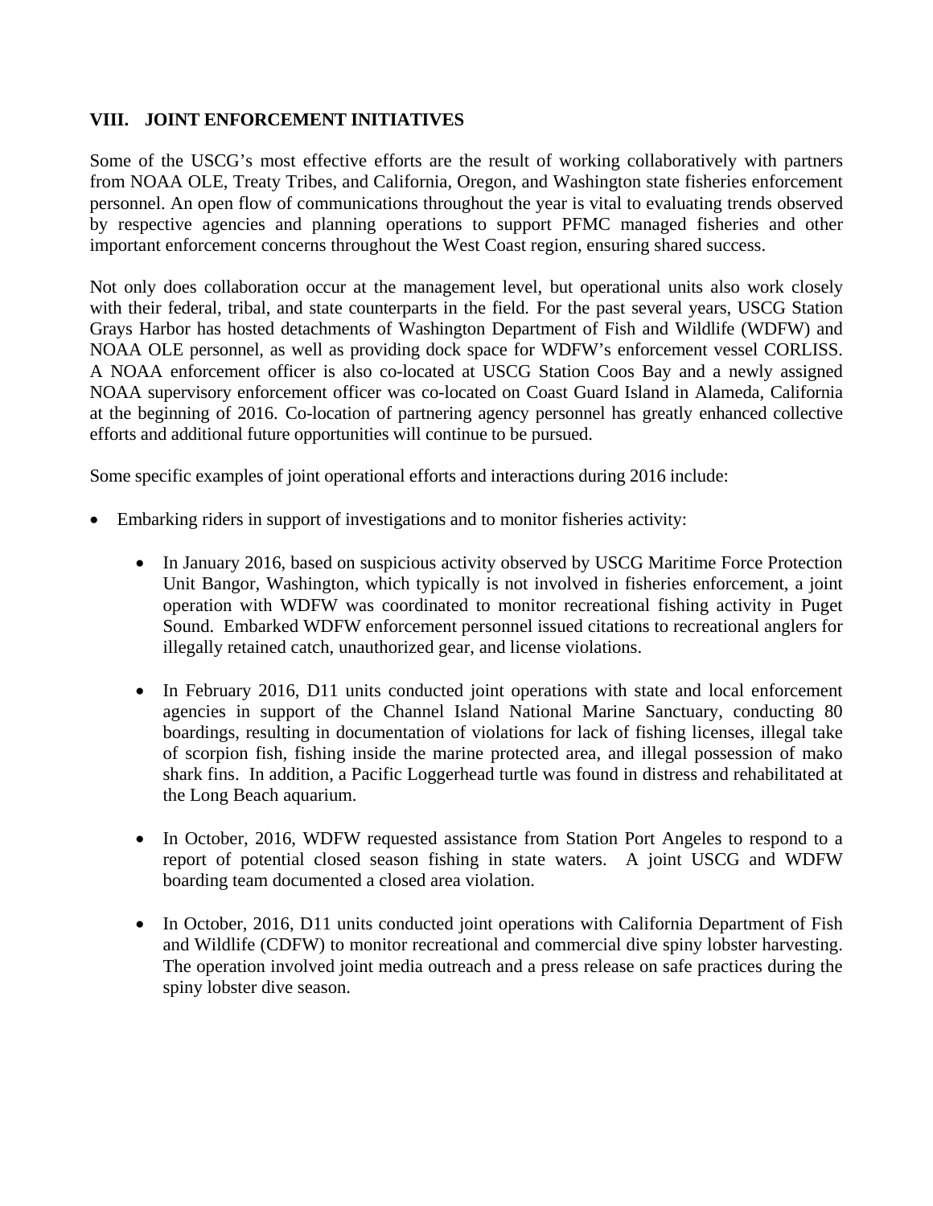## VIII. JOINT ENFORCEMENT INITIATIVES

Some of the USCG's most effective efforts are the result of working collaboratively with partners from NOAA OLE, Treaty Tribes, and California, Oregon, and Washington state fisheries enforcement personnel. An open flow of communications throughout the year is vital to evaluating trends observed by respective agencies and planning operations to support PFMC managed fisheries and other important enforcement concerns throughout the West Coast region, ensuring shared success.

Not only does collaboration occur at the management level, but operational units also work closely with their federal, tribal, and state counterparts in the field. For the past several years, USCG Station Grays Harbor has hosted detachments of Washington Department of Fish and Wildlife (WDFW) and NOAA OLE personnel, as well as providing dock space for WDFW's enforcement vessel CORLISS. A NOAA enforcement officer is also co-located at USCG Station Coos Bay and a newly assigned NOAA supervisory enforcement officer was co-located on Coast Guard Island in Alameda, California at the beginning of 2016. Co-location of partnering agency personnel has greatly enhanced collective efforts and additional future opportunities will continue to be pursued.

Some specific examples of joint operational efforts and interactions during 2016 include:

- Embarking riders in support of investigations and to monitor fisheries activity:
  - In January 2016, based on suspicious activity observed by USCG Maritime Force Protection Unit Bangor, Washington, which typically is not involved in fisheries enforcement, a joint operation with WDFW was coordinated to monitor recreational fishing activity in Puget Sound. Embarked WDFW enforcement personnel issued citations to recreational anglers for illegally retained catch, unauthorized gear, and license violations.
  - In February 2016, D11 units conducted joint operations with state and local enforcement agencies in support of the Channel Island National Marine Sanctuary, conducting 80 boardings, resulting in documentation of violations for lack of fishing licenses, illegal take of scorpion fish, fishing inside the marine protected area, and illegal possession of mako shark fins. In addition, a Pacific Loggerhead turtle was found in distress and rehabilitated at the Long Beach aquarium.
  - In October, 2016, WDFW requested assistance from Station Port Angeles to respond to a report of potential closed season fishing in state waters. A joint USCG and WDFW boarding team documented a closed area violation.
  - In October, 2016, D11 units conducted joint operations with California Department of Fish and Wildlife (CDFW) to monitor recreational and commercial dive spiny lobster harvesting. The operation involved joint media outreach and a press release on safe practices during the spiny lobster dive season.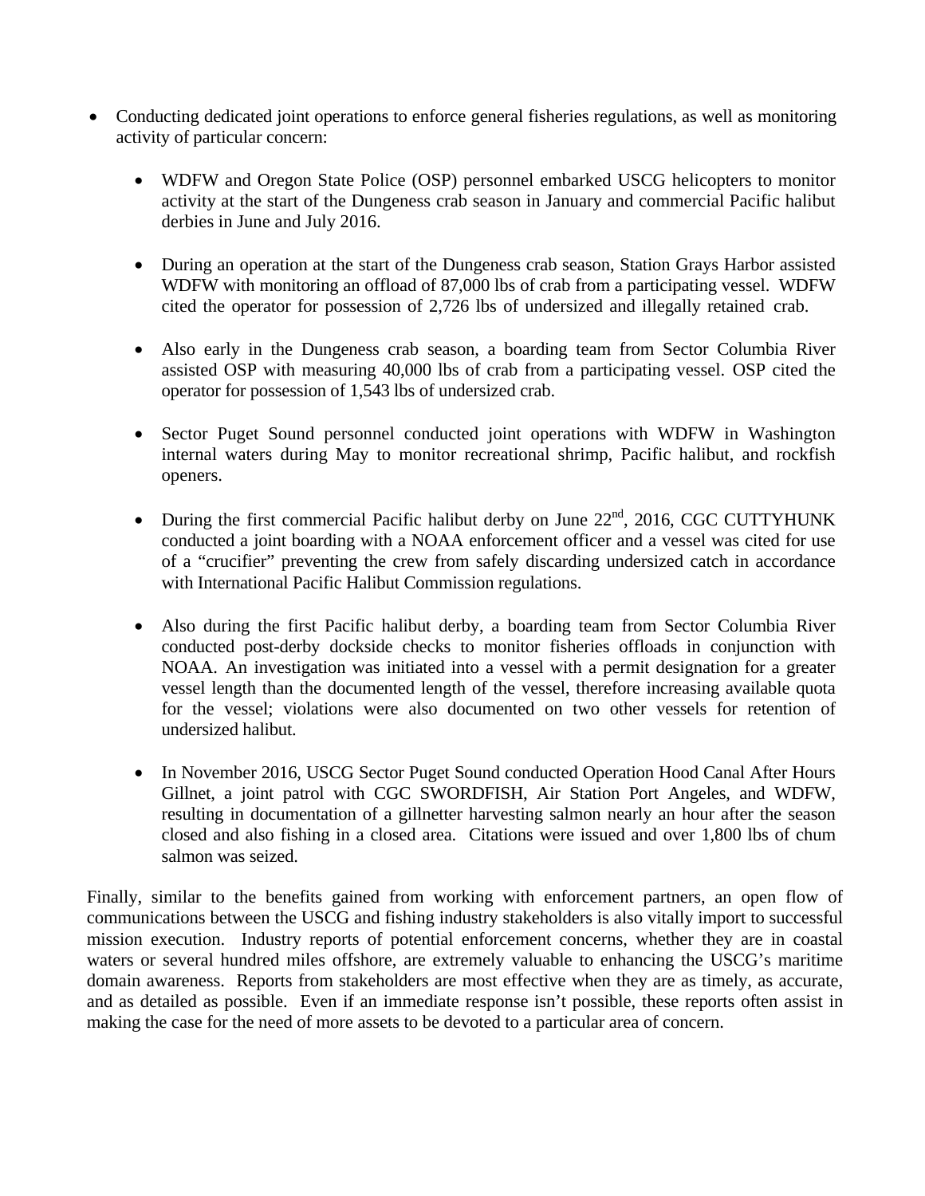- Conducting dedicated joint operations to enforce general fisheries regulations, as well as monitoring activity of particular concern:

  - WDFW and Oregon State Police (OSP) personnel embarked USCG helicopters to monitor activity at the start of the Dungeness crab season in January and commercial Pacific halibut derbies in June and July 2016.

  - During an operation at the start of the Dungeness crab season, Station Grays Harbor assisted WDFW with monitoring an offload of 87,000 lbs of crab from a participating vessel. WDFW cited the operator for possession of 2,726 lbs of undersized and illegally retained crab.

  - Also early in the Dungeness crab season, a boarding team from Sector Columbia River assisted OSP with measuring 40,000 lbs of crab from a participating vessel. OSP cited the operator for possession of 1,543 lbs of undersized crab.

  - Sector Puget Sound personnel conducted joint operations with WDFW in Washington internal waters during May to monitor recreational shrimp, Pacific halibut, and rockfish openers.

  - During the first commercial Pacific halibut derby on June 22nd, 2016, CGC CUTTYHUNK conducted a joint boarding with a NOAA enforcement officer and a vessel was cited for use of a "crucifier" preventing the crew from safely discarding undersized catch in accordance with International Pacific Halibut Commission regulations.

  - Also during the first Pacific halibut derby, a boarding team from Sector Columbia River conducted post-derby dockside checks to monitor fisheries offloads in conjunction with NOAA. An investigation was initiated into a vessel with a permit designation for a greater vessel length than the documented length of the vessel, therefore increasing available quota for the vessel; violations were also documented on two other vessels for retention of undersized halibut.

  - In November 2016, USCG Sector Puget Sound conducted Operation Hood Canal After Hours Gillnet, a joint patrol with CGC SWORDFISH, Air Station Port Angeles, and WDFW, resulting in documentation of a gillnetter harvesting salmon nearly an hour after the season closed and also fishing in a closed area. Citations were issued and over 1,800 lbs of chum salmon was seized.

Finally, similar to the benefits gained from working with enforcement partners, an open flow of communications between the USCG and fishing industry stakeholders is also vitally import to successful mission execution. Industry reports of potential enforcement concerns, whether they are in coastal waters or several hundred miles offshore, are extremely valuable to enhancing the USCG's maritime domain awareness. Reports from stakeholders are most effective when they are as timely, as accurate, and as detailed as possible. Even if an immediate response isn't possible, these reports often assist in making the case for the need of more assets to be devoted to a particular area of concern.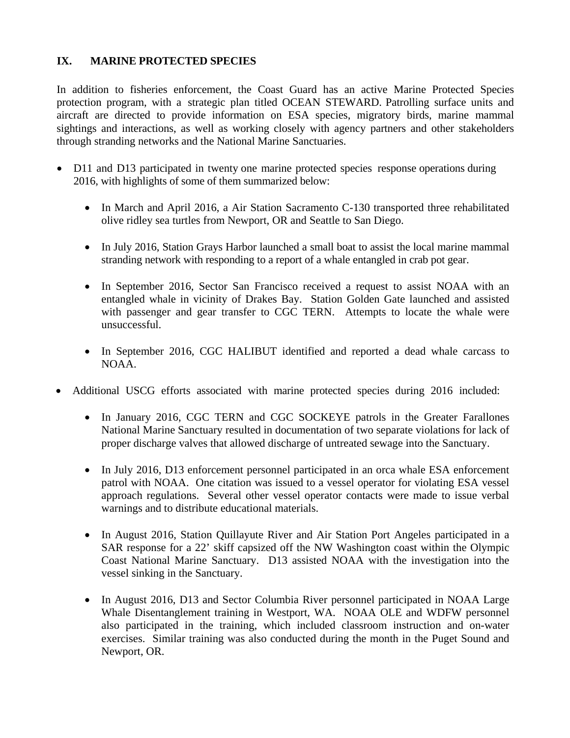## IX. MARINE PROTECTED SPECIES

In addition to fisheries enforcement, the Coast Guard has an active Marine Protected Species protection program, with a strategic plan titled OCEAN STEWARD. Patrolling surface units and aircraft are directed to provide information on ESA species, migratory birds, marine mammal sightings and interactions, as well as working closely with agency partners and other stakeholders through stranding networks and the National Marine Sanctuaries.

- D11 and D13 participated in twenty one marine protected species response operations during 2016, with highlights of some of them summarized below:
  - In March and April 2016, a Air Station Sacramento C-130 transported three rehabilitated olive ridley sea turtles from Newport, OR and Seattle to San Diego.
  - In July 2016, Station Grays Harbor launched a small boat to assist the local marine mammal stranding network with responding to a report of a whale entangled in crab pot gear.
  - In September 2016, Sector San Francisco received a request to assist NOAA with an entangled whale in vicinity of Drakes Bay. Station Golden Gate launched and assisted with passenger and gear transfer to CGC TERN. Attempts to locate the whale were unsuccessful.
  - In September 2016, CGC HALIBUT identified and reported a dead whale carcass to NOAA.
- Additional USCG efforts associated with marine protected species during 2016 included:
  - In January 2016, CGC TERN and CGC SOCKEYE patrols in the Greater Farallones National Marine Sanctuary resulted in documentation of two separate violations for lack of proper discharge valves that allowed discharge of untreated sewage into the Sanctuary.
  - In July 2016, D13 enforcement personnel participated in an orca whale ESA enforcement patrol with NOAA. One citation was issued to a vessel operator for violating ESA vessel approach regulations. Several other vessel operator contacts were made to issue verbal warnings and to distribute educational materials.
  - In August 2016, Station Quillayute River and Air Station Port Angeles participated in a SAR response for a 22' skiff capsized off the NW Washington coast within the Olympic Coast National Marine Sanctuary. D13 assisted NOAA with the investigation into the vessel sinking in the Sanctuary.
  - In August 2016, D13 and Sector Columbia River personnel participated in NOAA Large Whale Disentanglement training in Westport, WA. NOAA OLE and WDFW personnel also participated in the training, which included classroom instruction and on-water exercises. Similar training was also conducted during the month in the Puget Sound and Newport, OR.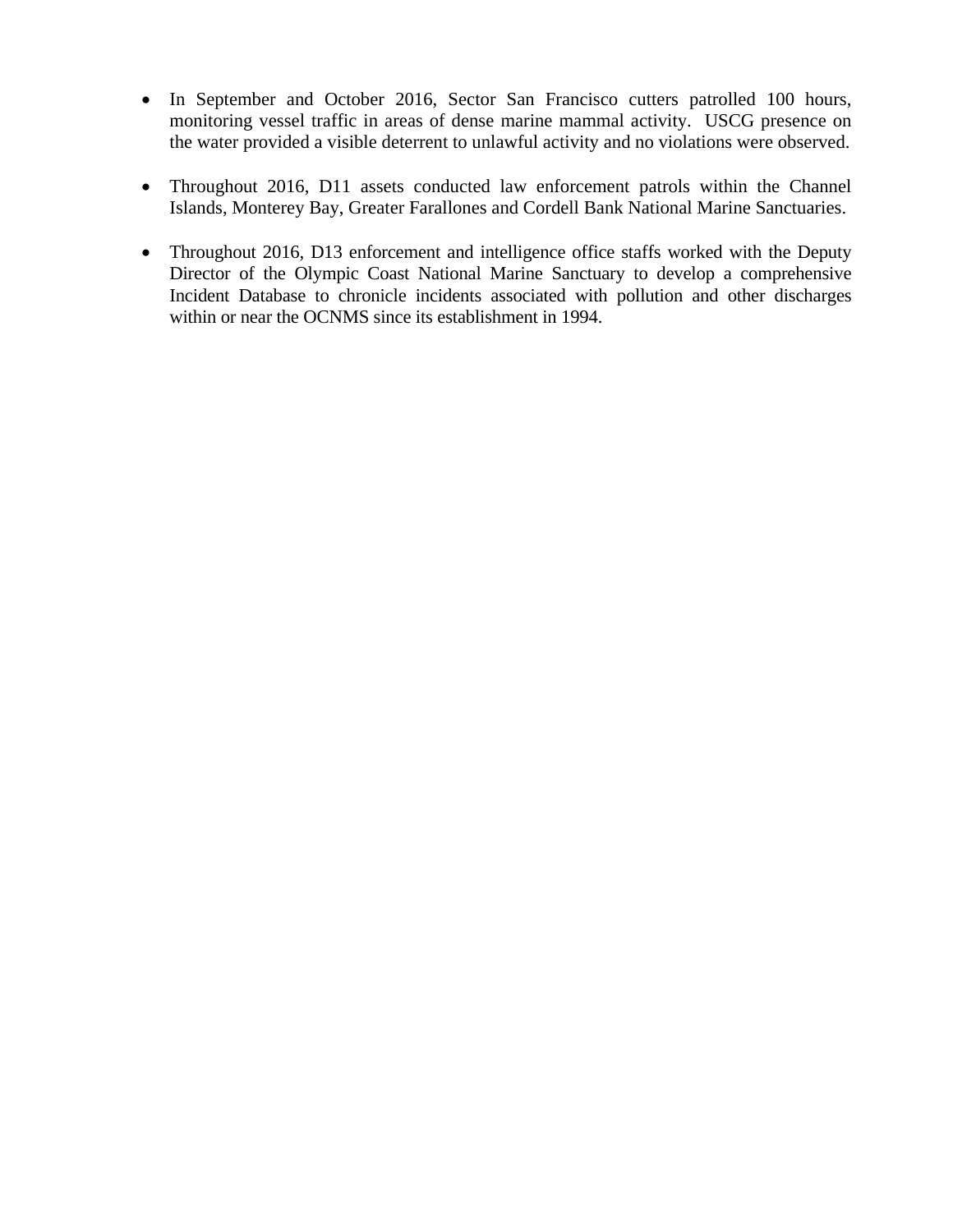- In September and October 2016, Sector San Francisco cutters patrolled 100 hours, monitoring vessel traffic in areas of dense marine mammal activity. USCG presence on the water provided a visible deterrent to unlawful activity and no violations were observed.

- Throughout 2016, D11 assets conducted law enforcement patrols within the Channel Islands, Monterey Bay, Greater Farallones and Cordell Bank National Marine Sanctuaries.

- Throughout 2016, D13 enforcement and intelligence office staffs worked with the Deputy Director of the Olympic Coast National Marine Sanctuary to develop a comprehensive Incident Database to chronicle incidents associated with pollution and other discharges within or near the OCNMS since its establishment in 1994.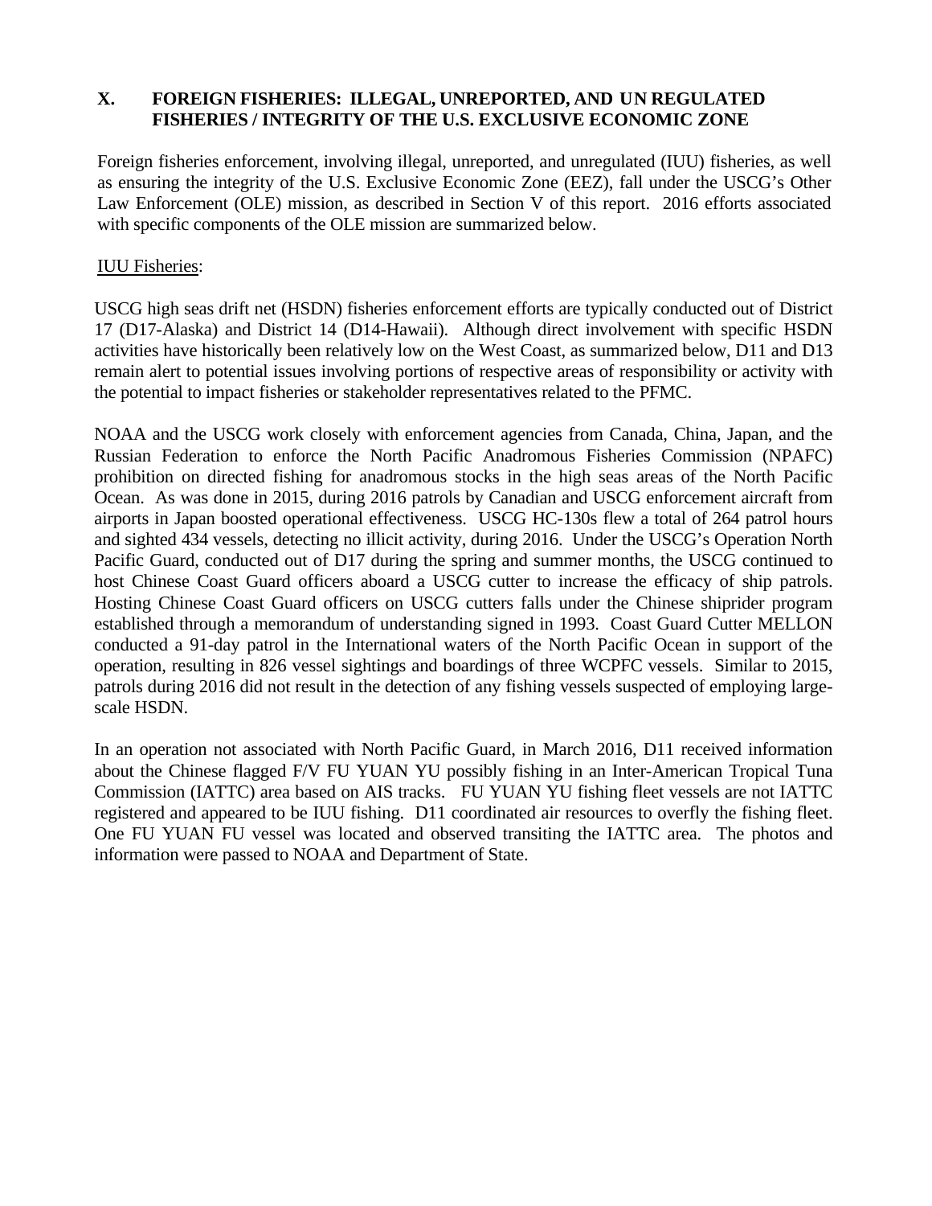## X. FOREIGN FISHERIES: ILLEGAL, UNREPORTED, AND UN REGULATED FISHERIES / INTEGRITY OF THE U.S. EXCLUSIVE ECONOMIC ZONE

Foreign fisheries enforcement, involving illegal, unreported, and unregulated (IUU) fisheries, as well as ensuring the integrity of the U.S. Exclusive Economic Zone (EEZ), fall under the USCG's Other Law Enforcement (OLE) mission, as described in Section V of this report. 2016 efforts associated with specific components of the OLE mission are summarized below.

IUU Fisheries:

USCG high seas drift net (HSDN) fisheries enforcement efforts are typically conducted out of District 17 (D17-Alaska) and District 14 (D14-Hawaii). Although direct involvement with specific HSDN activities have historically been relatively low on the West Coast, as summarized below, D11 and D13 remain alert to potential issues involving portions of respective areas of responsibility or activity with the potential to impact fisheries or stakeholder representatives related to the PFMC.

NOAA and the USCG work closely with enforcement agencies from Canada, China, Japan, and the Russian Federation to enforce the North Pacific Anadromous Fisheries Commission (NPAFC) prohibition on directed fishing for anadromous stocks in the high seas areas of the North Pacific Ocean. As was done in 2015, during 2016 patrols by Canadian and USCG enforcement aircraft from airports in Japan boosted operational effectiveness. USCG HC-130s flew a total of 264 patrol hours and sighted 434 vessels, detecting no illicit activity, during 2016. Under the USCG's Operation North Pacific Guard, conducted out of D17 during the spring and summer months, the USCG continued to host Chinese Coast Guard officers aboard a USCG cutter to increase the efficacy of ship patrols. Hosting Chinese Coast Guard officers on USCG cutters falls under the Chinese shiprider program established through a memorandum of understanding signed in 1993. Coast Guard Cutter MELLON conducted a 91-day patrol in the International waters of the North Pacific Ocean in support of the operation, resulting in 826 vessel sightings and boardings of three WCPFC vessels. Similar to 2015, patrols during 2016 did not result in the detection of any fishing vessels suspected of employing large-scale HSDN.

In an operation not associated with North Pacific Guard, in March 2016, D11 received information about the Chinese flagged F/V FU YUAN YU possibly fishing in an Inter-American Tropical Tuna Commission (IATTC) area based on AIS tracks. FU YUAN YU fishing fleet vessels are not IATTC registered and appeared to be IUU fishing. D11 coordinated air resources to overfly the fishing fleet. One FU YUAN FU vessel was located and observed transiting the IATTC area. The photos and information were passed to NOAA and Department of State.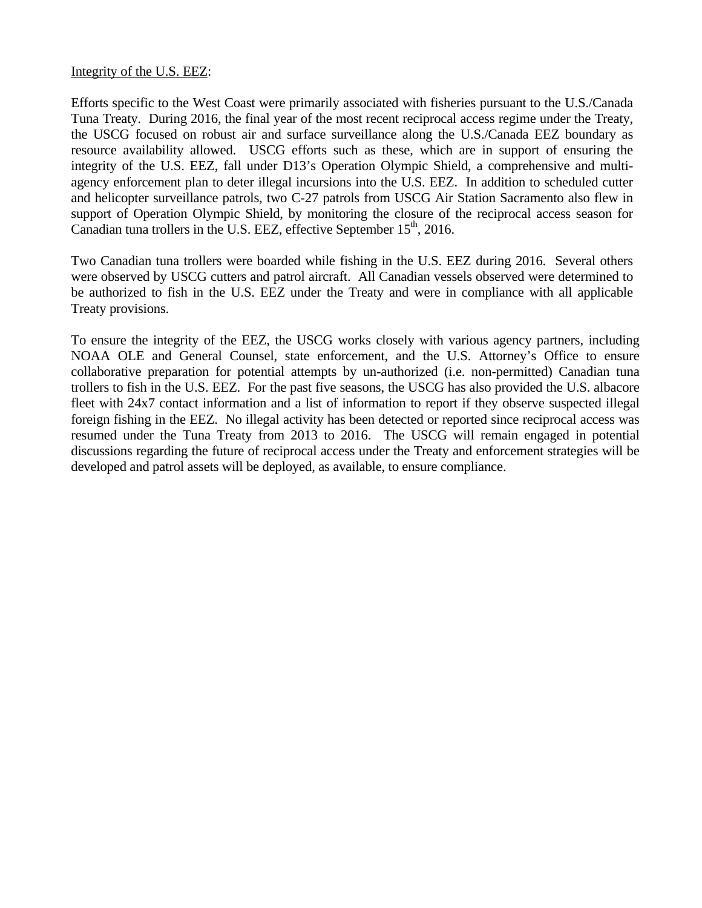Integrity of the U.S. EEZ:

Efforts specific to the West Coast were primarily associated with fisheries pursuant to the U.S./Canada Tuna Treaty. During 2016, the final year of the most recent reciprocal access regime under the Treaty, the USCG focused on robust air and surface surveillance along the U.S./Canada EEZ boundary as resource availability allowed. USCG efforts such as these, which are in support of ensuring the integrity of the U.S. EEZ, fall under D13's Operation Olympic Shield, a comprehensive and multi-agency enforcement plan to deter illegal incursions into the U.S. EEZ. In addition to scheduled cutter and helicopter surveillance patrols, two C-27 patrols from USCG Air Station Sacramento also flew in support of Operation Olympic Shield, by monitoring the closure of the reciprocal access season for Canadian tuna trollers in the U.S. EEZ, effective September 15th, 2016.

Two Canadian tuna trollers were boarded while fishing in the U.S. EEZ during 2016. Several others were observed by USCG cutters and patrol aircraft. All Canadian vessels observed were determined to be authorized to fish in the U.S. EEZ under the Treaty and were in compliance with all applicable Treaty provisions.

To ensure the integrity of the EEZ, the USCG works closely with various agency partners, including NOAA OLE and General Counsel, state enforcement, and the U.S. Attorney's Office to ensure collaborative preparation for potential attempts by un-authorized (i.e. non-permitted) Canadian tuna trollers to fish in the U.S. EEZ. For the past five seasons, the USCG has also provided the U.S. albacore fleet with 24x7 contact information and a list of information to report if they observe suspected illegal foreign fishing in the EEZ. No illegal activity has been detected or reported since reciprocal access was resumed under the Tuna Treaty from 2013 to 2016. The USCG will remain engaged in potential discussions regarding the future of reciprocal access under the Treaty and enforcement strategies will be developed and patrol assets will be deployed, as available, to ensure compliance.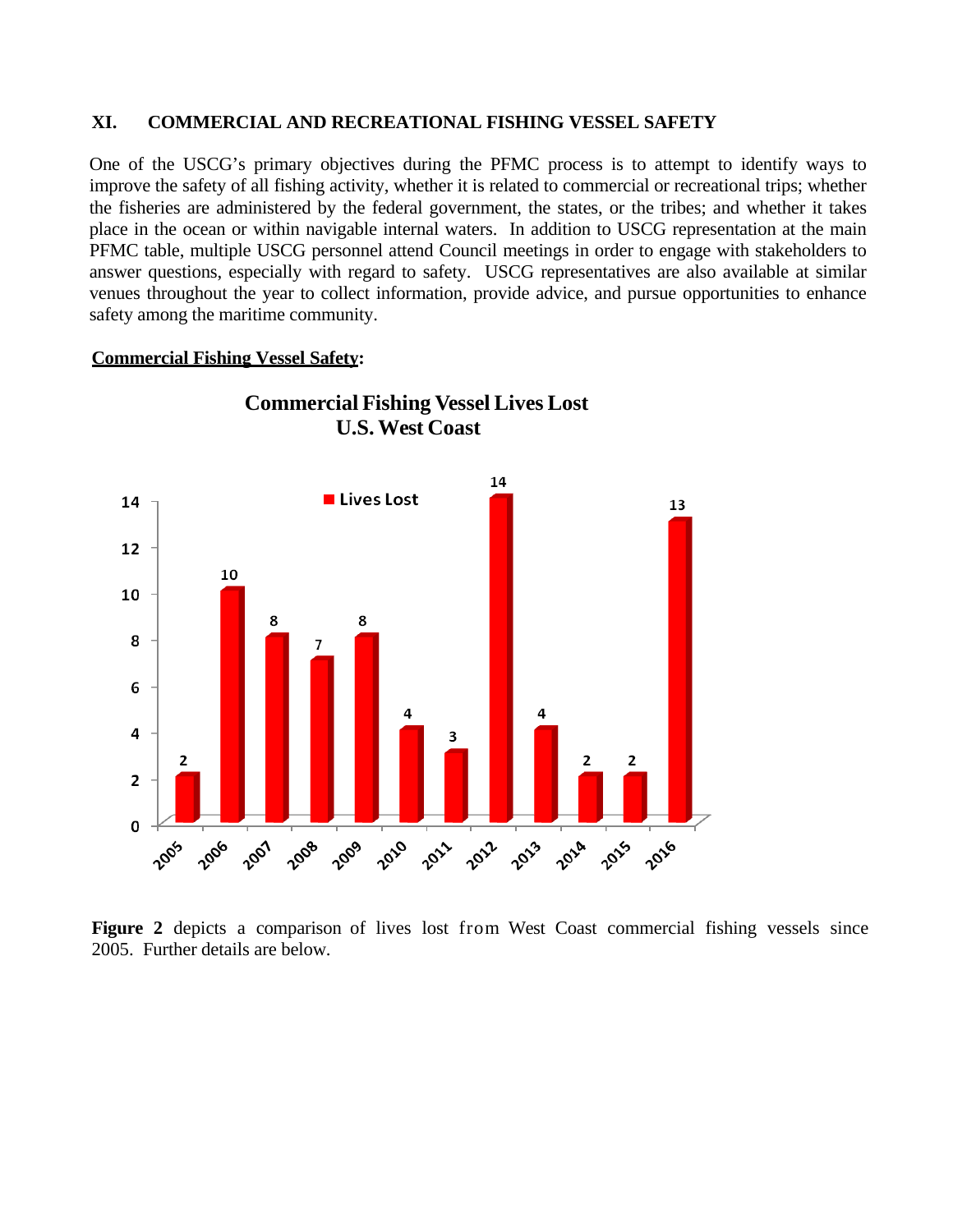## XI. COMMERCIAL AND RECREATIONAL FISHING VESSEL SAFETY

One of the USCG's primary objectives during the PFMC process is to attempt to identify ways to improve the safety of all fishing activity, whether it is related to commercial or recreational trips; whether the fisheries are administered by the federal government, the states, or the tribes; and whether it takes place in the ocean or within navigable internal waters. In addition to USCG representation at the main PFMC table, multiple USCG personnel attend Council meetings in order to engage with stakeholders to answer questions, especially with regard to safety. USCG representatives are also available at similar venues throughout the year to collect information, provide advice, and pursue opportunities to enhance safety among the maritime community.

**Commercial Fishing Vessel Safety:**

**Commercial Fishing Vessel Lives Lost**
**U.S. West Coast**

| Year | Lives Lost |
|---|---|
| 2005 | 2 |
| 2006 | 10 |
| 2007 | 8 |
| 2008 | 7 |
| 2009 | 8 |
| 2010 | 4 |
| 2011 | 3 |
| 2012 | 14 |
| 2013 | 4 |
| 2014 | 2 |
| 2015 | 2 |
| 2016 | 13 |

**Figure 2** depicts a comparison of lives lost from West Coast commercial fishing vessels since 2005. Further details are below.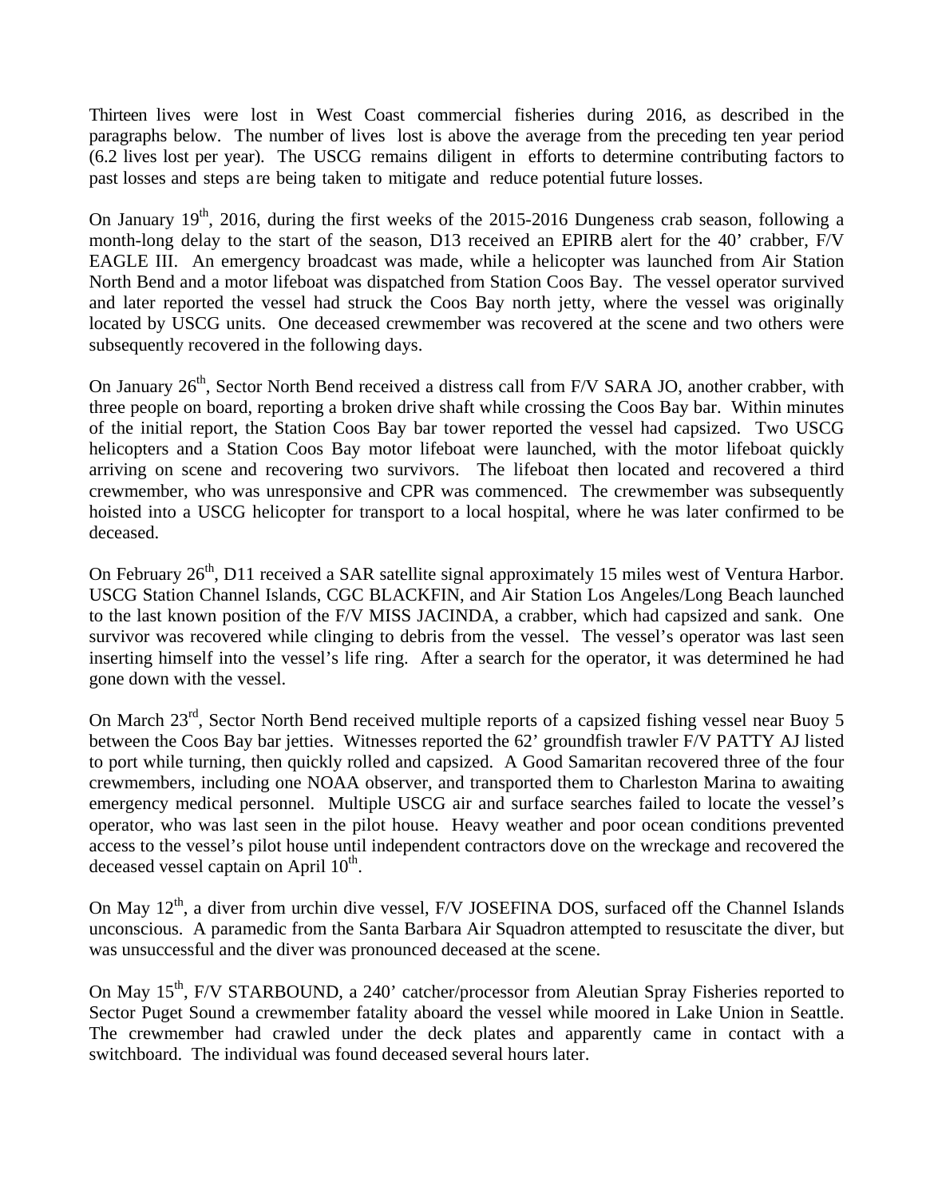Thirteen lives were lost in West Coast commercial fisheries during 2016, as described in the paragraphs below. The number of lives lost is above the average from the preceding ten year period (6.2 lives lost per year). The USCG remains diligent in efforts to determine contributing factors to past losses and steps are being taken to mitigate and reduce potential future losses.

On January 19th, 2016, during the first weeks of the 2015-2016 Dungeness crab season, following a month-long delay to the start of the season, D13 received an EPIRB alert for the 40' crabber, F/V EAGLE III. An emergency broadcast was made, while a helicopter was launched from Air Station North Bend and a motor lifeboat was dispatched from Station Coos Bay. The vessel operator survived and later reported the vessel had struck the Coos Bay north jetty, where the vessel was originally located by USCG units. One deceased crewmember was recovered at the scene and two others were subsequently recovered in the following days.

On January 26th, Sector North Bend received a distress call from F/V SARA JO, another crabber, with three people on board, reporting a broken drive shaft while crossing the Coos Bay bar. Within minutes of the initial report, the Station Coos Bay bar tower reported the vessel had capsized. Two USCG helicopters and a Station Coos Bay motor lifeboat were launched, with the motor lifeboat quickly arriving on scene and recovering two survivors. The lifeboat then located and recovered a third crewmember, who was unresponsive and CPR was commenced. The crewmember was subsequently hoisted into a USCG helicopter for transport to a local hospital, where he was later confirmed to be deceased.

On February 26th, D11 received a SAR satellite signal approximately 15 miles west of Ventura Harbor. USCG Station Channel Islands, CGC BLACKFIN, and Air Station Los Angeles/Long Beach launched to the last known position of the F/V MISS JACINDA, a crabber, which had capsized and sank. One survivor was recovered while clinging to debris from the vessel. The vessel's operator was last seen inserting himself into the vessel's life ring. After a search for the operator, it was determined he had gone down with the vessel.

On March 23rd, Sector North Bend received multiple reports of a capsized fishing vessel near Buoy 5 between the Coos Bay bar jetties. Witnesses reported the 62' groundfish trawler F/V PATTY AJ listed to port while turning, then quickly rolled and capsized. A Good Samaritan recovered three of the four crewmembers, including one NOAA observer, and transported them to Charleston Marina to awaiting emergency medical personnel. Multiple USCG air and surface searches failed to locate the vessel's operator, who was last seen in the pilot house. Heavy weather and poor ocean conditions prevented access to the vessel's pilot house until independent contractors dove on the wreckage and recovered the deceased vessel captain on April 10th.

On May 12th, a diver from urchin dive vessel, F/V JOSEFINA DOS, surfaced off the Channel Islands unconscious. A paramedic from the Santa Barbara Air Squadron attempted to resuscitate the diver, but was unsuccessful and the diver was pronounced deceased at the scene.

On May 15th, F/V STARBOUND, a 240' catcher/processor from Aleutian Spray Fisheries reported to Sector Puget Sound a crewmember fatality aboard the vessel while moored in Lake Union in Seattle. The crewmember had crawled under the deck plates and apparently came in contact with a switchboard. The individual was found deceased several hours later.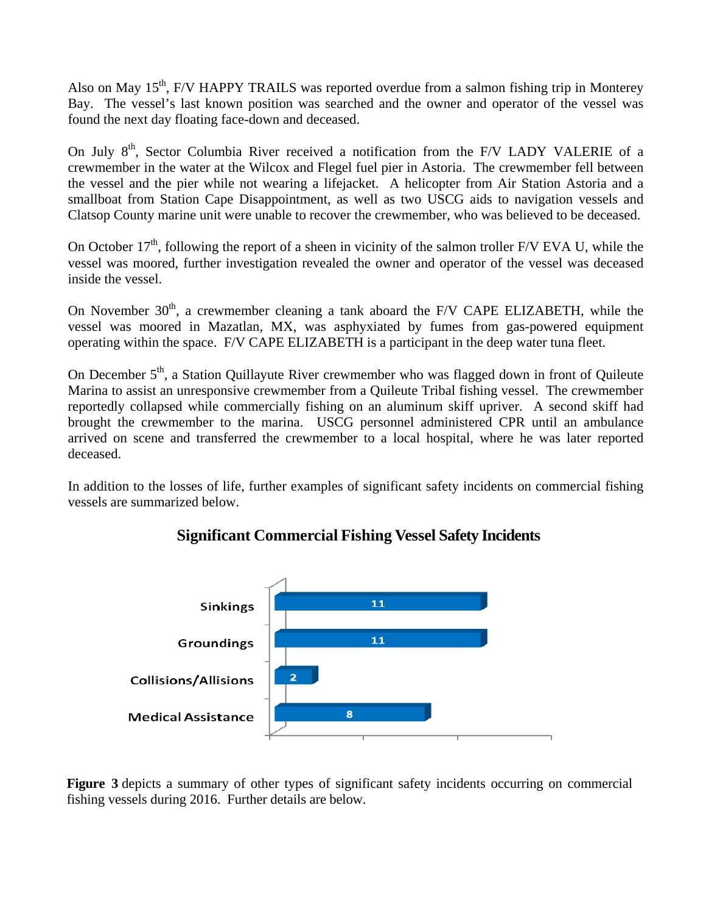Also on May 15th, F/V HAPPY TRAILS was reported overdue from a salmon fishing trip in Monterey Bay. The vessel's last known position was searched and the owner and operator of the vessel was found the next day floating face-down and deceased.

On July 8th, Sector Columbia River received a notification from the F/V LADY VALERIE of a crewmember in the water at the Wilcox and Flegel fuel pier in Astoria. The crewmember fell between the vessel and the pier while not wearing a lifejacket. A helicopter from Air Station Astoria and a smallboat from Station Cape Disappointment, as well as two USCG aids to navigation vessels and Clatsop County marine unit were unable to recover the crewmember, who was believed to be deceased.

On October 17th, following the report of a sheen in vicinity of the salmon troller F/V EVA U, while the vessel was moored, further investigation revealed the owner and operator of the vessel was deceased inside the vessel.

On November 30th, a crewmember cleaning a tank aboard the F/V CAPE ELIZABETH, while the vessel was moored in Mazatlan, MX, was asphyxiated by fumes from gas-powered equipment operating within the space. F/V CAPE ELIZABETH is a participant in the deep water tuna fleet.

On December 5th, a Station Quillayute River crewmember who was flagged down in front of Quileute Marina to assist an unresponsive crewmember from a Quileute Tribal fishing vessel. The crewmember reportedly collapsed while commercially fishing on an aluminum skiff upriver. A second skiff had brought the crewmember to the marina. USCG personnel administered CPR until an ambulance arrived on scene and transferred the crewmember to a local hospital, where he was later reported deceased.

In addition to the losses of life, further examples of significant safety incidents on commercial fishing vessels are summarized below.

## Significant Commercial Fishing Vessel Safety Incidents

| Incident Type | Count |
|---|---|
| Sinkings | 11 |
| Groundings | 11 |
| Collisions/Allisions | 2 |
| Medical Assistance | 8 |

**Figure 3** depicts a summary of other types of significant safety incidents occurring on commercial fishing vessels during 2016. Further details are below.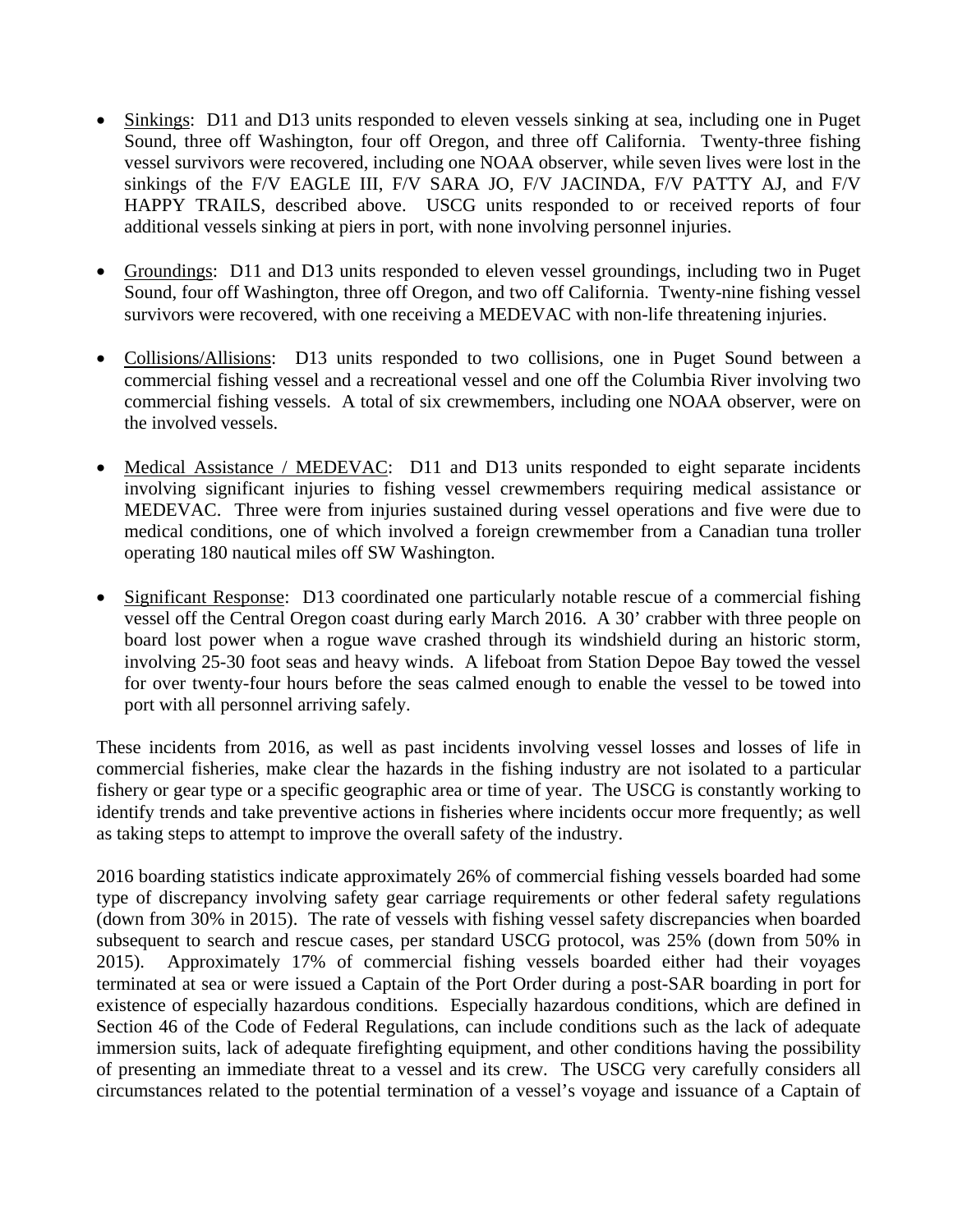- Sinkings: D11 and D13 units responded to eleven vessels sinking at sea, including one in Puget Sound, three off Washington, four off Oregon, and three off California. Twenty-three fishing vessel survivors were recovered, including one NOAA observer, while seven lives were lost in the sinkings of the F/V EAGLE III, F/V SARA JO, F/V JACINDA, F/V PATTY AJ, and F/V HAPPY TRAILS, described above. USCG units responded to or received reports of four additional vessels sinking at piers in port, with none involving personnel injuries.

- Groundings: D11 and D13 units responded to eleven vessel groundings, including two in Puget Sound, four off Washington, three off Oregon, and two off California. Twenty-nine fishing vessel survivors were recovered, with one receiving a MEDEVAC with non-life threatening injuries.

- Collisions/Allisions: D13 units responded to two collisions, one in Puget Sound between a commercial fishing vessel and a recreational vessel and one off the Columbia River involving two commercial fishing vessels. A total of six crewmembers, including one NOAA observer, were on the involved vessels.

- Medical Assistance / MEDEVAC: D11 and D13 units responded to eight separate incidents involving significant injuries to fishing vessel crewmembers requiring medical assistance or MEDEVAC. Three were from injuries sustained during vessel operations and five were due to medical conditions, one of which involved a foreign crewmember from a Canadian tuna troller operating 180 nautical miles off SW Washington.

- Significant Response: D13 coordinated one particularly notable rescue of a commercial fishing vessel off the Central Oregon coast during early March 2016. A 30' crabber with three people on board lost power when a rogue wave crashed through its windshield during an historic storm, involving 25-30 foot seas and heavy winds. A lifeboat from Station Depoe Bay towed the vessel for over twenty-four hours before the seas calmed enough to enable the vessel to be towed into port with all personnel arriving safely.

These incidents from 2016, as well as past incidents involving vessel losses and losses of life in commercial fisheries, make clear the hazards in the fishing industry are not isolated to a particular fishery or gear type or a specific geographic area or time of year. The USCG is constantly working to identify trends and take preventive actions in fisheries where incidents occur more frequently; as well as taking steps to attempt to improve the overall safety of the industry.

2016 boarding statistics indicate approximately 26% of commercial fishing vessels boarded had some type of discrepancy involving safety gear carriage requirements or other federal safety regulations (down from 30% in 2015). The rate of vessels with fishing vessel safety discrepancies when boarded subsequent to search and rescue cases, per standard USCG protocol, was 25% (down from 50% in 2015). Approximately 17% of commercial fishing vessels boarded either had their voyages terminated at sea or were issued a Captain of the Port Order during a post-SAR boarding in port for existence of especially hazardous conditions. Especially hazardous conditions, which are defined in Section 46 of the Code of Federal Regulations, can include conditions such as the lack of adequate immersion suits, lack of adequate firefighting equipment, and other conditions having the possibility of presenting an immediate threat to a vessel and its crew. The USCG very carefully considers all circumstances related to the potential termination of a vessel's voyage and issuance of a Captain of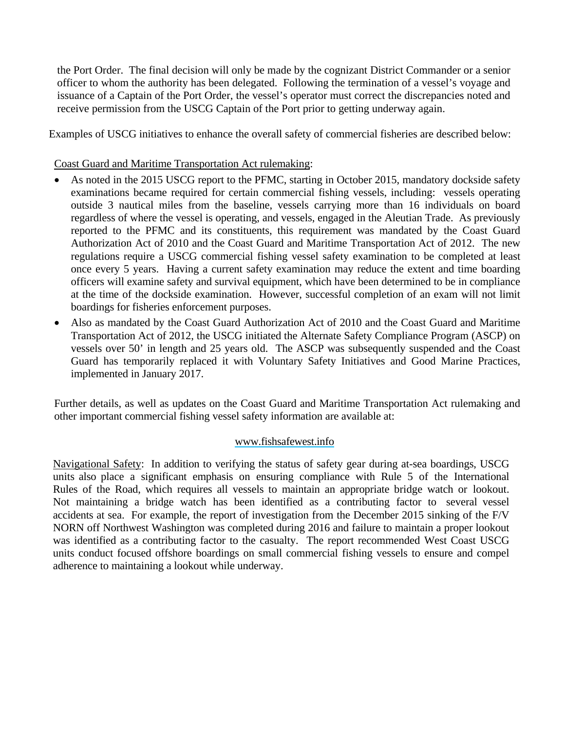the Port Order. The final decision will only be made by the cognizant District Commander or a senior officer to whom the authority has been delegated. Following the termination of a vessel's voyage and issuance of a Captain of the Port Order, the vessel's operator must correct the discrepancies noted and receive permission from the USCG Captain of the Port prior to getting underway again.

Examples of USCG initiatives to enhance the overall safety of commercial fisheries are described below:

Coast Guard and Maritime Transportation Act rulemaking:

- As noted in the 2015 USCG report to the PFMC, starting in October 2015, mandatory dockside safety examinations became required for certain commercial fishing vessels, including: vessels operating outside 3 nautical miles from the baseline, vessels carrying more than 16 individuals on board regardless of where the vessel is operating, and vessels, engaged in the Aleutian Trade. As previously reported to the PFMC and its constituents, this requirement was mandated by the Coast Guard Authorization Act of 2010 and the Coast Guard and Maritime Transportation Act of 2012. The new regulations require a USCG commercial fishing vessel safety examination to be completed at least once every 5 years. Having a current safety examination may reduce the extent and time boarding officers will examine safety and survival equipment, which have been determined to be in compliance at the time of the dockside examination. However, successful completion of an exam will not limit boardings for fisheries enforcement purposes.
- Also as mandated by the Coast Guard Authorization Act of 2010 and the Coast Guard and Maritime Transportation Act of 2012, the USCG initiated the Alternate Safety Compliance Program (ASCP) on vessels over 50' in length and 25 years old. The ASCP was subsequently suspended and the Coast Guard has temporarily replaced it with Voluntary Safety Initiatives and Good Marine Practices, implemented in January 2017.

Further details, as well as updates on the Coast Guard and Maritime Transportation Act rulemaking and other important commercial fishing vessel safety information are available at:

www.fishsafewest.info

Navigational Safety: In addition to verifying the status of safety gear during at-sea boardings, USCG units also place a significant emphasis on ensuring compliance with Rule 5 of the International Rules of the Road, which requires all vessels to maintain an appropriate bridge watch or lookout. Not maintaining a bridge watch has been identified as a contributing factor to several vessel accidents at sea. For example, the report of investigation from the December 2015 sinking of the F/V NORN off Northwest Washington was completed during 2016 and failure to maintain a proper lookout was identified as a contributing factor to the casualty. The report recommended West Coast USCG units conduct focused offshore boardings on small commercial fishing vessels to ensure and compel adherence to maintaining a lookout while underway.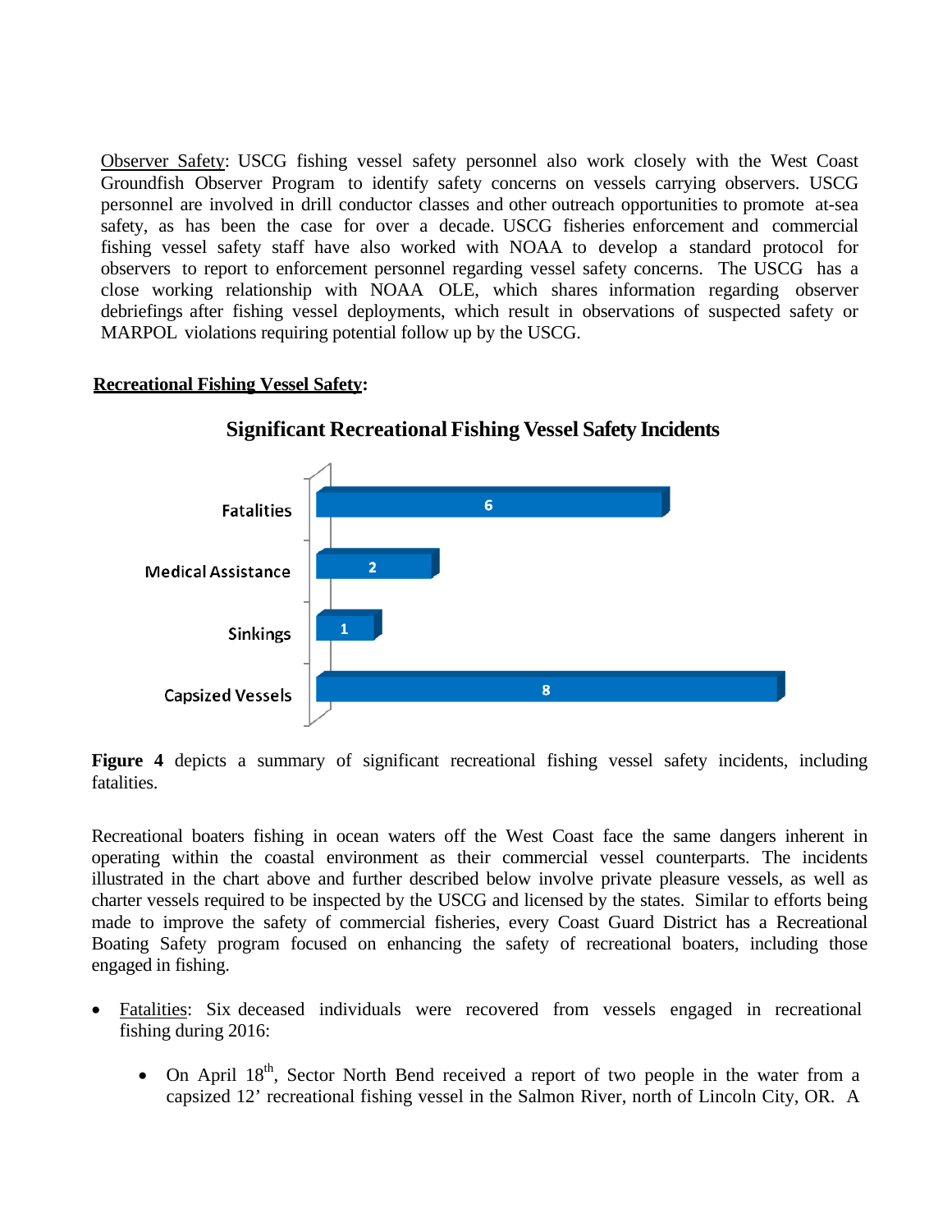Observer Safety: USCG fishing vessel safety personnel also work closely with the West Coast Groundfish Observer Program to identify safety concerns on vessels carrying observers. USCG personnel are involved in drill conductor classes and other outreach opportunities to promote at-sea safety, as has been the case for over a decade. USCG fisheries enforcement and commercial fishing vessel safety staff have also worked with NOAA to develop a standard protocol for observers to report to enforcement personnel regarding vessel safety concerns. The USCG has a close working relationship with NOAA OLE, which shares information regarding observer debriefings after fishing vessel deployments, which result in observations of suspected safety or MARPOL violations requiring potential follow up by the USCG.

**Recreational Fishing Vessel Safety:**

**Significant Recreational Fishing Vessel Safety Incidents**

| Category | Count |
|---|---|
| Fatalities | 6 |
| Medical Assistance | 2 |
| Sinkings | 1 |
| Capsized Vessels | 8 |

**Figure 4** depicts a summary of significant recreational fishing vessel safety incidents, including fatalities.

Recreational boaters fishing in ocean waters off the West Coast face the same dangers inherent in operating within the coastal environment as their commercial vessel counterparts. The incidents illustrated in the chart above and further described below involve private pleasure vessels, as well as charter vessels required to be inspected by the USCG and licensed by the states. Similar to efforts being made to improve the safety of commercial fisheries, every Coast Guard District has a Recreational Boating Safety program focused on enhancing the safety of recreational boaters, including those engaged in fishing.

- Fatalities: Six deceased individuals were recovered from vessels engaged in recreational fishing during 2016:
  - On April 18th, Sector North Bend received a report of two people in the water from a capsized 12' recreational fishing vessel in the Salmon River, north of Lincoln City, OR. A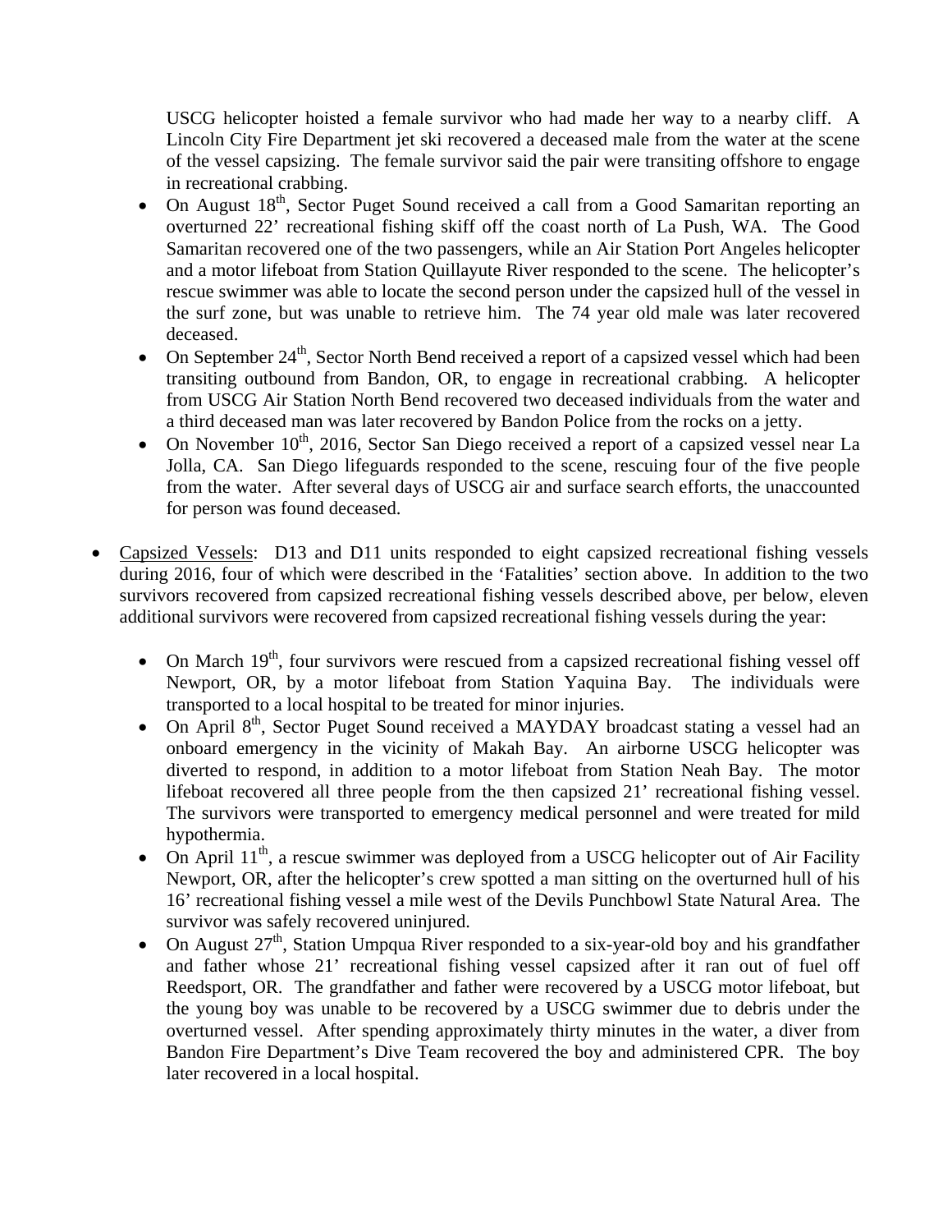USCG helicopter hoisted a female survivor who had made her way to a nearby cliff. A Lincoln City Fire Department jet ski recovered a deceased male from the water at the scene of the vessel capsizing. The female survivor said the pair were transiting offshore to engage in recreational crabbing.

- On August 18th, Sector Puget Sound received a call from a Good Samaritan reporting an overturned 22' recreational fishing skiff off the coast north of La Push, WA. The Good Samaritan recovered one of the two passengers, while an Air Station Port Angeles helicopter and a motor lifeboat from Station Quillayute River responded to the scene. The helicopter's rescue swimmer was able to locate the second person under the capsized hull of the vessel in the surf zone, but was unable to retrieve him. The 74 year old male was later recovered deceased.
- On September 24th, Sector North Bend received a report of a capsized vessel which had been transiting outbound from Bandon, OR, to engage in recreational crabbing. A helicopter from USCG Air Station North Bend recovered two deceased individuals from the water and a third deceased man was later recovered by Bandon Police from the rocks on a jetty.
- On November 10th, 2016, Sector San Diego received a report of a capsized vessel near La Jolla, CA. San Diego lifeguards responded to the scene, rescuing four of the five people from the water. After several days of USCG air and surface search efforts, the unaccounted for person was found deceased.

- <u>Capsized Vessels</u>: D13 and D11 units responded to eight capsized recreational fishing vessels during 2016, four of which were described in the 'Fatalities' section above. In addition to the two survivors recovered from capsized recreational fishing vessels described above, per below, eleven additional survivors were recovered from capsized recreational fishing vessels during the year:

  - On March 19th, four survivors were rescued from a capsized recreational fishing vessel off Newport, OR, by a motor lifeboat from Station Yaquina Bay. The individuals were transported to a local hospital to be treated for minor injuries.
  - On April 8th, Sector Puget Sound received a MAYDAY broadcast stating a vessel had an onboard emergency in the vicinity of Makah Bay. An airborne USCG helicopter was diverted to respond, in addition to a motor lifeboat from Station Neah Bay. The motor lifeboat recovered all three people from the then capsized 21' recreational fishing vessel. The survivors were transported to emergency medical personnel and were treated for mild hypothermia.
  - On April 11th, a rescue swimmer was deployed from a USCG helicopter out of Air Facility Newport, OR, after the helicopter's crew spotted a man sitting on the overturned hull of his 16' recreational fishing vessel a mile west of the Devils Punchbowl State Natural Area. The survivor was safely recovered uninjured.
  - On August 27th, Station Umpqua River responded to a six-year-old boy and his grandfather and father whose 21' recreational fishing vessel capsized after it ran out of fuel off Reedsport, OR. The grandfather and father were recovered by a USCG motor lifeboat, but the young boy was unable to be recovered by a USCG swimmer due to debris under the overturned vessel. After spending approximately thirty minutes in the water, a diver from Bandon Fire Department's Dive Team recovered the boy and administered CPR. The boy later recovered in a local hospital.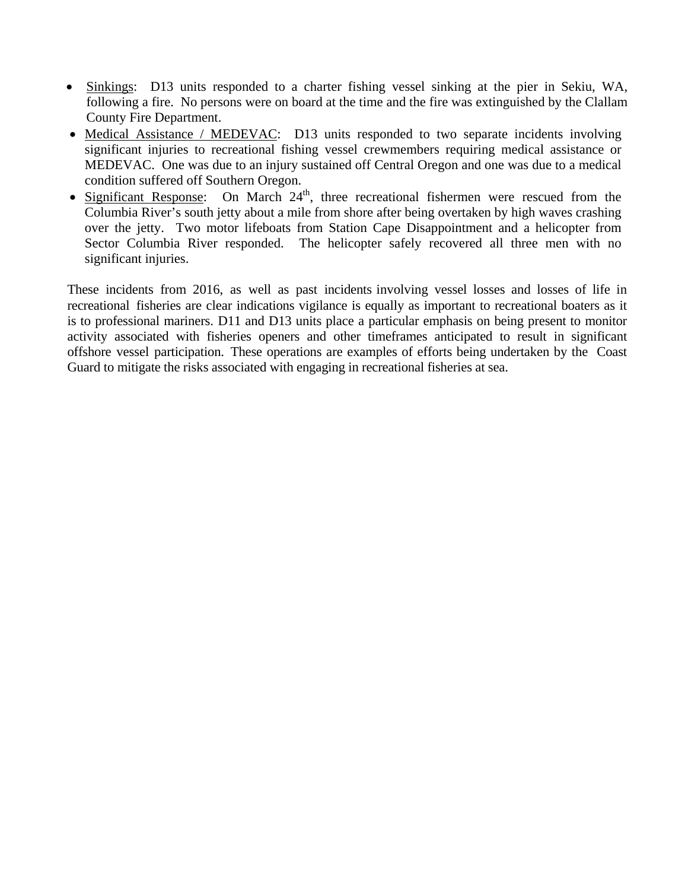- Sinkings: D13 units responded to a charter fishing vessel sinking at the pier in Sekiu, WA, following a fire. No persons were on board at the time and the fire was extinguished by the Clallam County Fire Department.
- Medical Assistance / MEDEVAC: D13 units responded to two separate incidents involving significant injuries to recreational fishing vessel crewmembers requiring medical assistance or MEDEVAC. One was due to an injury sustained off Central Oregon and one was due to a medical condition suffered off Southern Oregon.
- Significant Response: On March 24th, three recreational fishermen were rescued from the Columbia River's south jetty about a mile from shore after being overtaken by high waves crashing over the jetty. Two motor lifeboats from Station Cape Disappointment and a helicopter from Sector Columbia River responded. The helicopter safely recovered all three men with no significant injuries.

These incidents from 2016, as well as past incidents involving vessel losses and losses of life in recreational fisheries are clear indications vigilance is equally as important to recreational boaters as it is to professional mariners. D11 and D13 units place a particular emphasis on being present to monitor activity associated with fisheries openers and other timeframes anticipated to result in significant offshore vessel participation. These operations are examples of efforts being undertaken by the Coast Guard to mitigate the risks associated with engaging in recreational fisheries at sea.